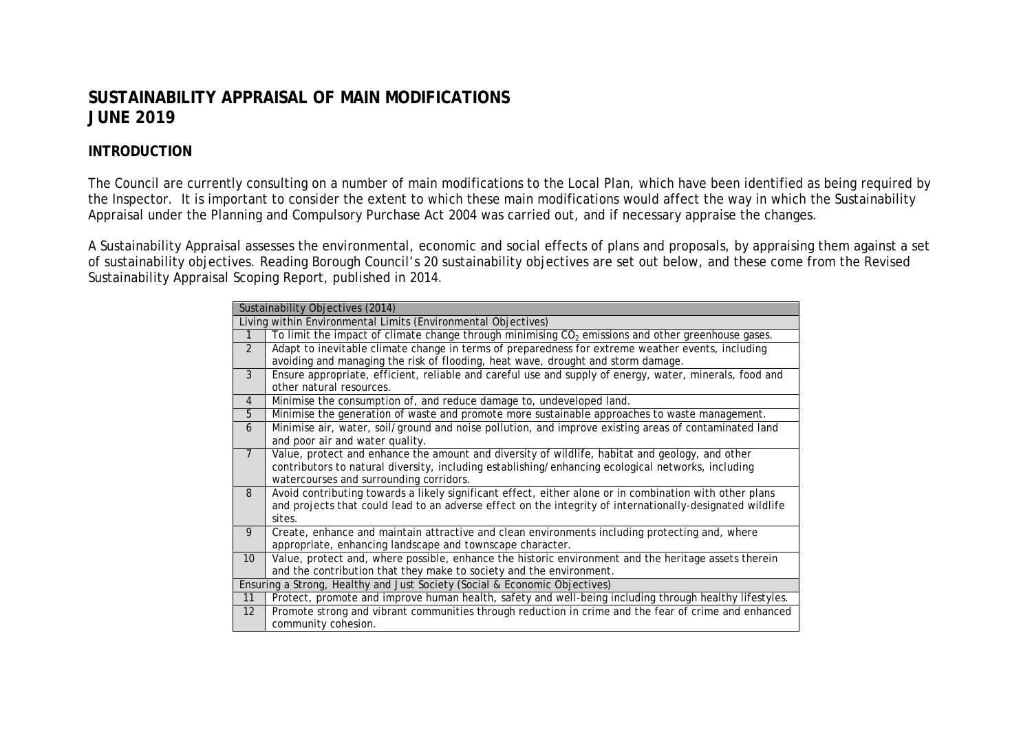# SUSTAINABILITY APPRAISAL OF MAIN MODIFICATIONS JUNE 2019

## INTRODUCTION

The Council are currently consulting on a number of main modifications to the Local Plan, which have been identified as being required by the Inspector. It is important to consider the extent to which these main modifications would affect the way in which the Sustainability Appraisal under the Planning and Compulsory Purchase Act 2004 was carried out, and if necessary appraise the changes.

A Sustainability Appraisal assesses the environmental, economic and social effects of plans and proposals, by appraising them against a set of sustainability objectives. Reading Borough Council's 20 sustainability objectives are set out below, and these come from the Revised Sustainability Appraisal Scoping Report, published in 2014.

| Sustainability Objectives (2014) | |
|---|---|
| Living within Environmental Limits (Environmental Objectives) | |
| 1 | To limit the impact of climate change through minimising $CO_2$ emissions and other greenhouse gases. |
| 2 | Adapt to inevitable climate change in terms of preparedness for extreme weather events, including avoiding and managing the risk of flooding, heat wave, drought and storm damage. |
| 3 | Ensure appropriate, efficient, reliable and careful use and supply of energy, water, minerals, food and other natural resources. |
| 4 | Minimise the consumption of, and reduce damage to, undeveloped land. |
| 5 | Minimise the generation of waste and promote more sustainable approaches to waste management. |
| 6 | Minimise air, water, soil/ground and noise pollution, and improve existing areas of contaminated land and poor air and water quality. |
| 7 | Value, protect and enhance the amount and diversity of wildlife, habitat and geology, and other contributors to natural diversity, including establishing/enhancing ecological networks, including watercourses and surrounding corridors. |
| 8 | Avoid contributing towards a likely significant effect, either alone or in combination with other plans and projects that could lead to an adverse effect on the integrity of internationally-designated wildlife sites. |
| 9 | Create, enhance and maintain attractive and clean environments including protecting and, where appropriate, enhancing landscape and townscape character. |
| 10 | Value, protect and, where possible, enhance the historic environment and the heritage assets therein and the contribution that they make to society and the environment. |
| Ensuring a Strong, Healthy and Just Society (Social & Economic Objectives) | |
| 11 | Protect, promote and improve human health, safety and well-being including through healthy lifestyles. |
| 12 | Promote strong and vibrant communities through reduction in crime and the fear of crime and enhanced community cohesion. |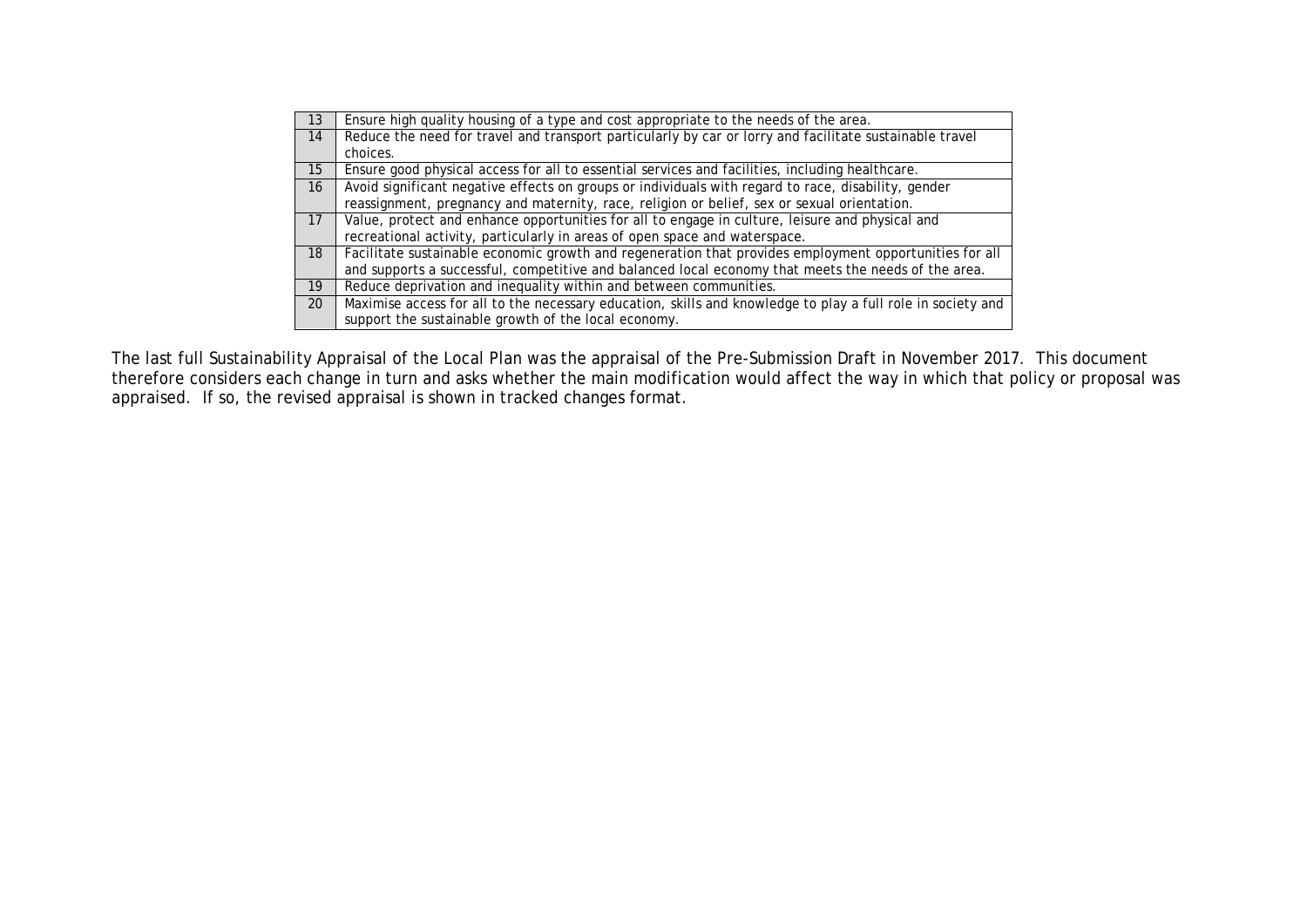| | |
|---|---|
| 13 | Ensure high quality housing of a type and cost appropriate to the needs of the area. |
| 14 | Reduce the need for travel and transport particularly by car or lorry and facilitate sustainable travel choices. |
| 15 | Ensure good physical access for all to essential services and facilities, including healthcare. |
| 16 | Avoid significant negative effects on groups or individuals with regard to race, disability, gender reassignment, pregnancy and maternity, race, religion or belief, sex or sexual orientation. |
| 17 | Value, protect and enhance opportunities for all to engage in culture, leisure and physical and recreational activity, particularly in areas of open space and waterspace. |
| 18 | Facilitate sustainable economic growth and regeneration that provides employment opportunities for all and supports a successful, competitive and balanced local economy that meets the needs of the area. |
| 19 | Reduce deprivation and inequality within and between communities. |
| 20 | Maximise access for all to the necessary education, skills and knowledge to play a full role in society and support the sustainable growth of the local economy. |

The last full Sustainability Appraisal of the Local Plan was the appraisal of the Pre-Submission Draft in November 2017. This document therefore considers each change in turn and asks whether the main modification would affect the way in which that policy or proposal was appraised. If so, the revised appraisal is shown in tracked changes format.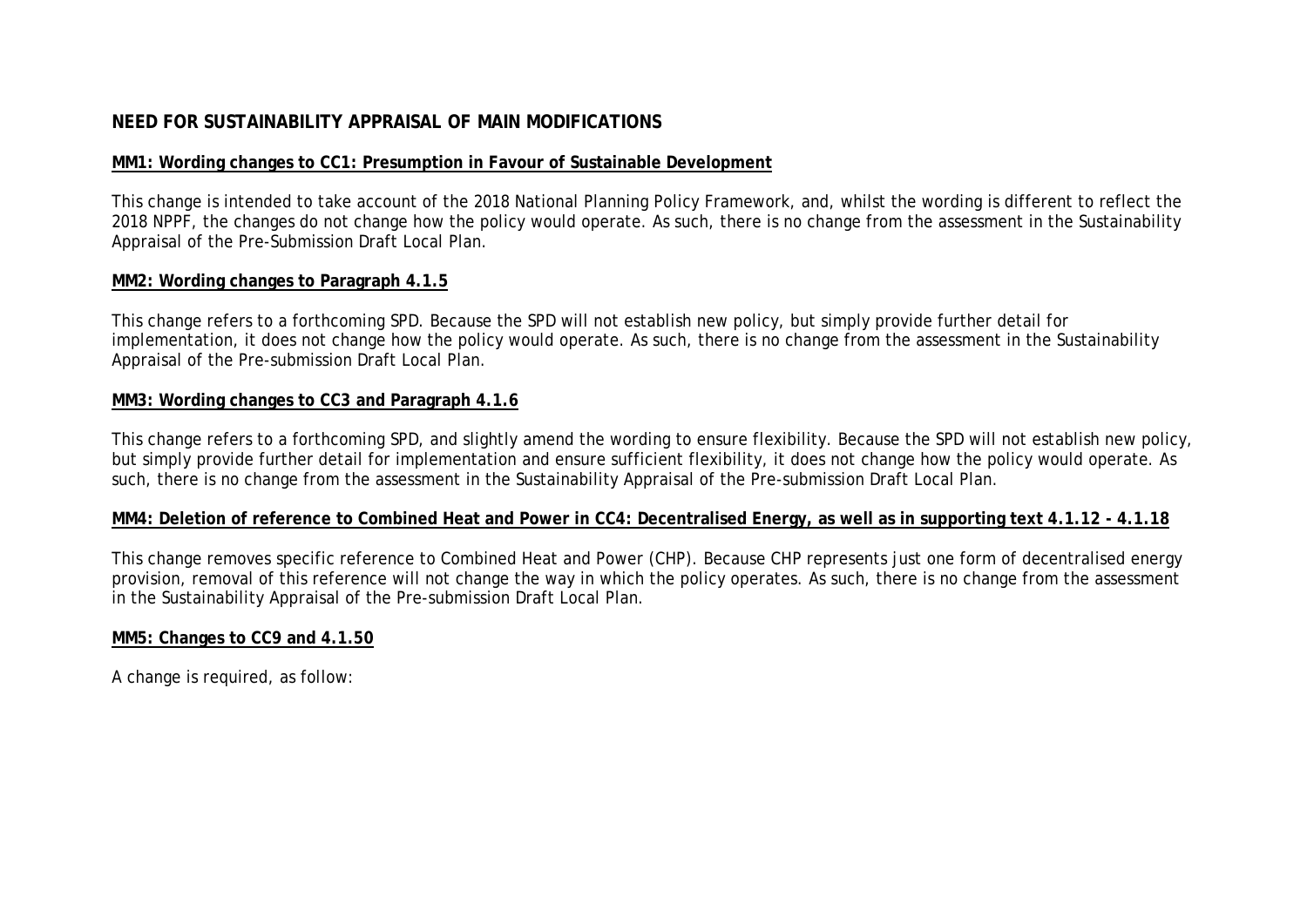## NEED FOR SUSTAINABILITY APPRAISAL OF MAIN MODIFICATIONS

### MM1: Wording changes to CC1: Presumption in Favour of Sustainable Development

This change is intended to take account of the 2018 National Planning Policy Framework, and, whilst the wording is different to reflect the 2018 NPPF, the changes do not change how the policy would operate. As such, there is no change from the assessment in the Sustainability Appraisal of the Pre-Submission Draft Local Plan.

### MM2: Wording changes to Paragraph 4.1.5

This change refers to a forthcoming SPD. Because the SPD will not establish new policy, but simply provide further detail for implementation, it does not change how the policy would operate. As such, there is no change from the assessment in the Sustainability Appraisal of the Pre-submission Draft Local Plan.

### MM3: Wording changes to CC3 and Paragraph 4.1.6

This change refers to a forthcoming SPD, and slightly amend the wording to ensure flexibility. Because the SPD will not establish new policy, but simply provide further detail for implementation and ensure sufficient flexibility, it does not change how the policy would operate. As such, there is no change from the assessment in the Sustainability Appraisal of the Pre-submission Draft Local Plan.

### MM4: Deletion of reference to Combined Heat and Power in CC4: Decentralised Energy, as well as in supporting text 4.1.12 - 4.1.18

This change removes specific reference to Combined Heat and Power (CHP). Because CHP represents just one form of decentralised energy provision, removal of this reference will not change the way in which the policy operates. As such, there is no change from the assessment in the Sustainability Appraisal of the Pre-submission Draft Local Plan.

### MM5: Changes to CC9 and 4.1.50

A change is required, as follow: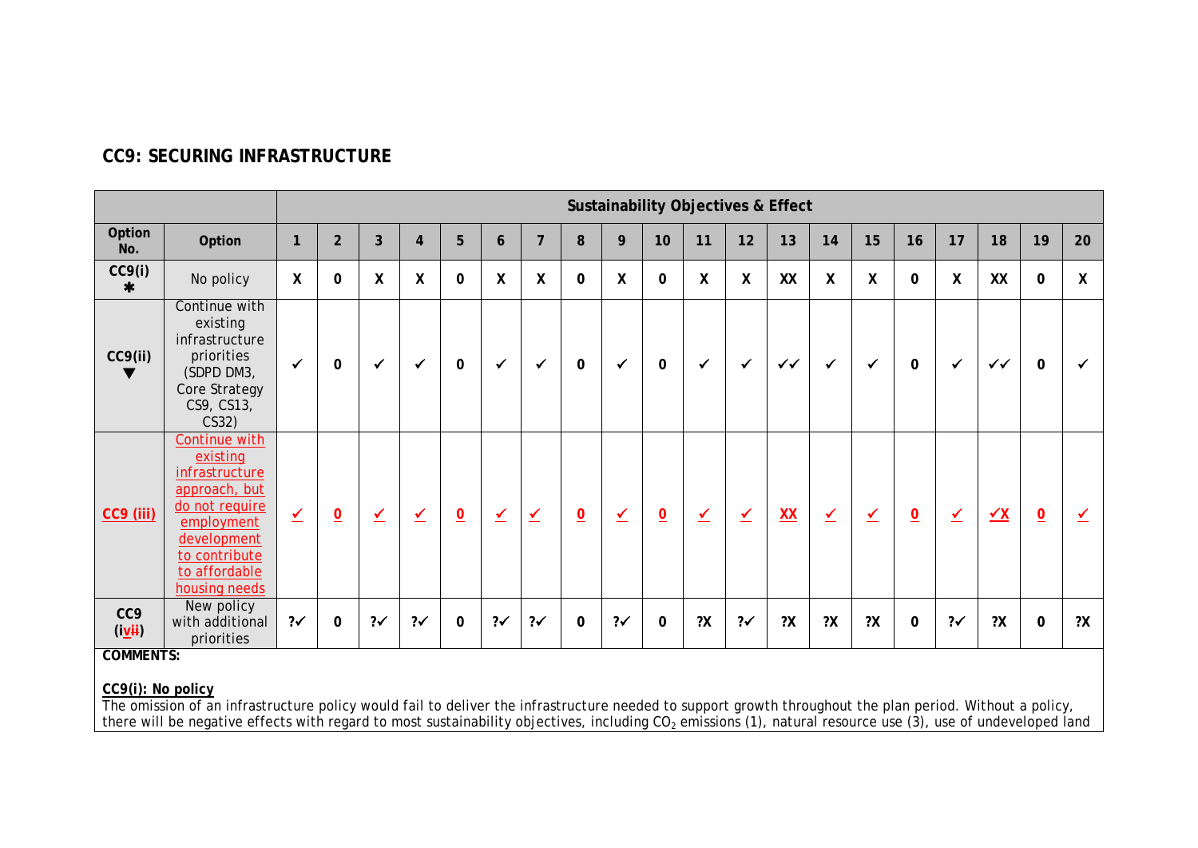## CC9: SECURING INFRASTRUCTURE

| | | Sustainability Objectives & Effect | | | | | | | | | | | | | | | | | | | |
|---|---|---|---|---|---|---|---|---|---|---|---|---|---|---|---|---|---|---|---|---|---|
| **Option No.** | **Option** | **1** | **2** | **3** | **4** | **5** | **6** | **7** | **8** | **9** | **10** | **11** | **12** | **13** | **14** | **15** | **16** | **17** | **18** | **19** | **20** |
| **CC9(i)** ✱ | No policy | X | 0 | X | X | 0 | X | X | 0 | X | 0 | X | X | XX | X | X | 0 | X | XX | 0 | X |
| **CC9(ii)** ▼ | Continue with existing infrastructure priorities (SDPD DM3, Core Strategy CS9, CS13, CS32) | ✓ | 0 | ✓ | ✓ | 0 | ✓ | ✓ | 0 | ✓ | 0 | ✓ | ✓ | ✓✓ | ✓ | ✓ | 0 | ✓ | ✓✓ | 0 | ✓ |
| **CC9 (iii)** | Continue with existing infrastructure approach, but do not require employment development to contribute to affordable housing needs | ✓ | 0 | ✓ | ✓ | 0 | ✓ | ✓ | 0 | ✓ | 0 | ✓ | ✓ | XX | ✓ | ✓ | 0 | ✓ | ✓X | 0 | ✓ |
| **CC9 (ivii)** | New policy with additional priorities | ?✓ | 0 | ?✓ | ?✓ | 0 | ?✓ | ?✓ | 0 | ?✓ | 0 | ?X | ?✓ | ?X | ?X | ?X | 0 | ?✓ | ?X | 0 | ?X |

**COMMENTS:**

**CC9(i): No policy**

The omission of an infrastructure policy would fail to deliver the infrastructure needed to support growth throughout the plan period. Without a policy, there will be negative effects with regard to most sustainability objectives, including $CO_2$ emissions (1), natural resource use (3), use of undeveloped land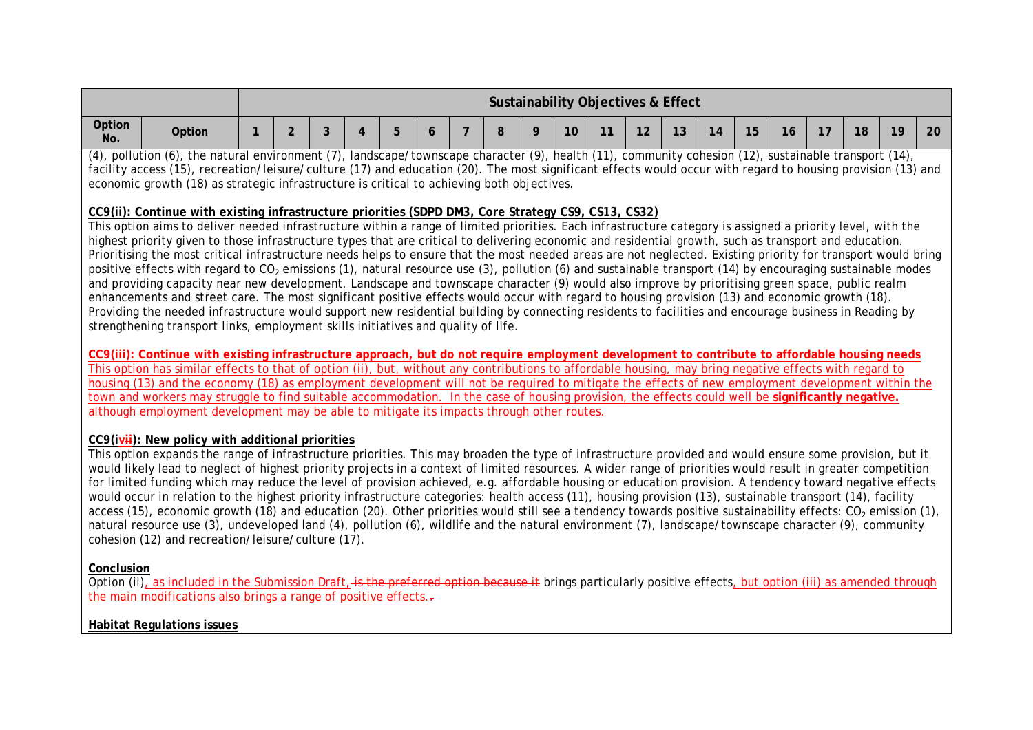| Option No. | Option | 1 | 2 | 3 | 4 | 5 | 6 | 7 | 8 | 9 | 10 | 11 | 12 | 13 | 14 | 15 | 16 | 17 | 18 | 19 | 20 |
|---|---|---|---|---|---|---|---|---|---|---|---|---|---|---|---|---|---|---|---|---|---|

(4), pollution (6), the natural environment (7), landscape/townscape character (9), health (11), community cohesion (12), sustainable transport (14), facility access (15), recreation/leisure/culture (17) and education (20). The most significant effects would occur with regard to housing provision (13) and economic growth (18) as strategic infrastructure is critical to achieving both objectives.

**CC9(ii): Continue with existing infrastructure priorities (SDPD DM3, Core Strategy CS9, CS13, CS32)**

This option aims to deliver needed infrastructure within a range of limited priorities. Each infrastructure category is assigned a priority level, with the highest priority given to those infrastructure types that are critical to delivering economic and residential growth, such as transport and education. Prioritising the most critical infrastructure needs helps to ensure that the most needed areas are not neglected. Existing priority for transport would bring positive effects with regard to $CO_2$ emissions (1), natural resource use (3), pollution (6) and sustainable transport (14) by encouraging sustainable modes and providing capacity near new development. Landscape and townscape character (9) would also improve by prioritising green space, public realm enhancements and street care. The most significant positive effects would occur with regard to housing provision (13) and economic growth (18). Providing the needed infrastructure would support new residential building by connecting residents to facilities and encourage business in Reading by strengthening transport links, employment skills initiatives and quality of life.

**CC9(iii): Continue with existing infrastructure approach, but do not require employment development to contribute to affordable housing needs**

This option has similar effects to that of option (ii), but, without any contributions to affordable housing, may bring negative effects with regard to housing (13) and the economy (18) as employment development will not be required to mitigate the effects of new employment development within the town and workers may struggle to find suitable accommodation. In the case of housing provision, the effects could well be **significantly negative.** although employment development may be able to mitigate its impacts through other routes.

**CC9(i~~ii~~v): New policy with additional priorities**

This option expands the range of infrastructure priorities. This may broaden the type of infrastructure provided and would ensure some provision, but it would likely lead to neglect of highest priority projects in a context of limited resources. A wider range of priorities would result in greater competition for limited funding which may reduce the level of provision achieved, e.g. affordable housing or education provision. A tendency toward negative effects would occur in relation to the highest priority infrastructure categories: health access (11), housing provision (13), sustainable transport (14), facility access (15), economic growth (18) and education (20). Other priorities would still see a tendency towards positive sustainability effects: $CO_2$ emission (1), natural resource use (3), undeveloped land (4), pollution (6), wildlife and the natural environment (7), landscape/townscape character (9), community cohesion (12) and recreation/leisure/culture (17).

**Conclusion**

Option (ii), as included in the Submission Draft, ~~is the preferred option because it~~ brings particularly positive effects, but option (iii) as amended through the main modifications also brings a range of positive effects. ~~.~~

**Habitat Regulations issues**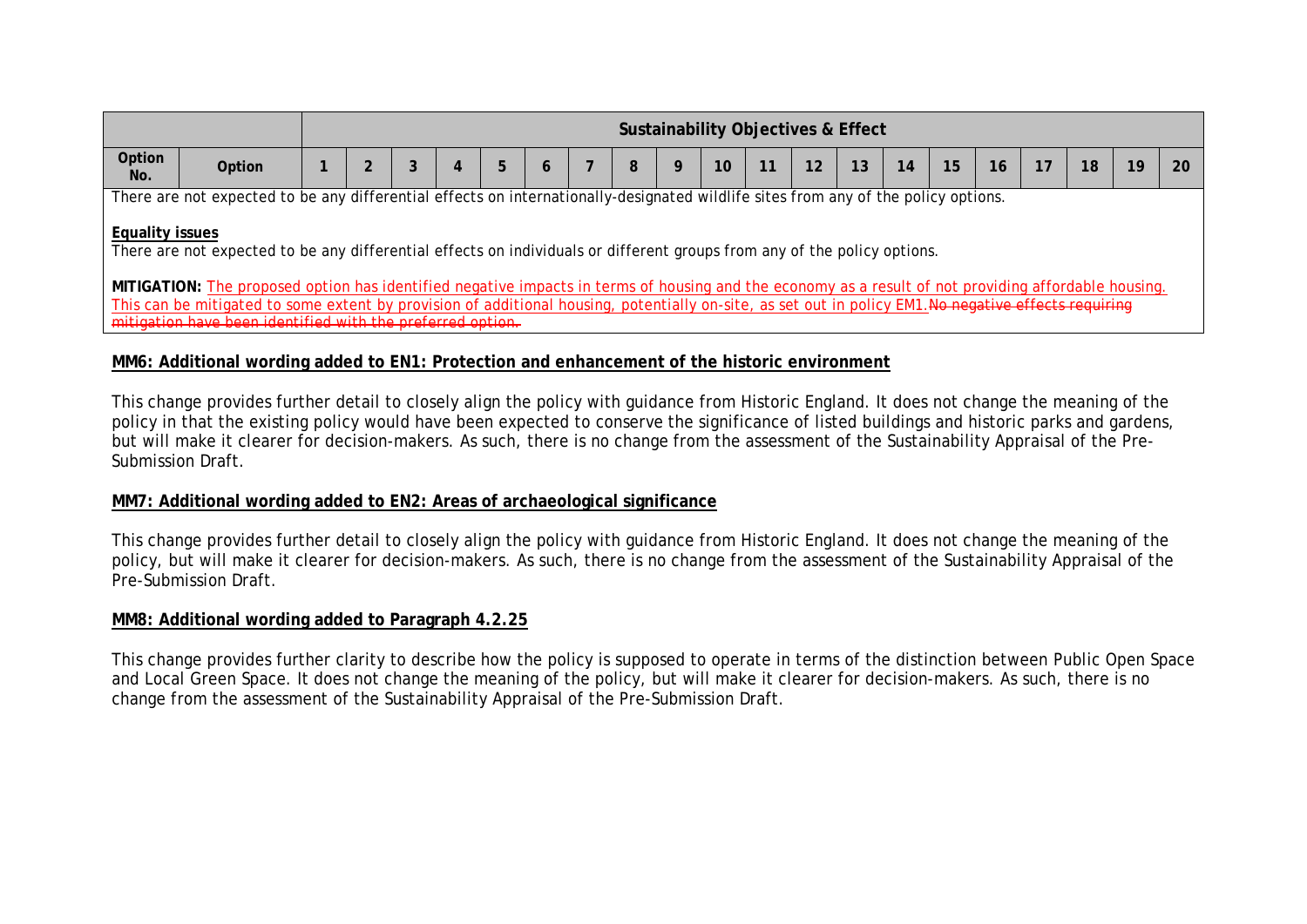| Option No. | Option | Sustainability Objectives & Effect | | | | | | | | | | | | | | | | | | | |
|---|---|---|---|---|---|---|---|---|---|---|---|---|---|---|---|---|---|---|---|---|---|
| | | 1 | 2 | 3 | 4 | 5 | 6 | 7 | 8 | 9 | 10 | 11 | 12 | 13 | 14 | 15 | 16 | 17 | 18 | 19 | 20 |

There are not expected to be any differential effects on internationally-designated wildlife sites from any of the policy options.

**Equality issues**

There are not expected to be any differential effects on individuals or different groups from any of the policy options.

**MITIGATION:** The proposed option has identified negative impacts in terms of housing and the economy as a result of not providing affordable housing. This can be mitigated to some extent by provision of additional housing, potentially on-site, as set out in policy EM1. ~~No negative effects requiring mitigation have been identified with the preferred option.~~

**MM6: Additional wording added to EN1: Protection and enhancement of the historic environment**

This change provides further detail to closely align the policy with guidance from Historic England. It does not change the meaning of the policy in that the existing policy would have been expected to conserve the significance of listed buildings and historic parks and gardens, but will make it clearer for decision-makers. As such, there is no change from the assessment of the Sustainability Appraisal of the Pre-Submission Draft.

**MM7: Additional wording added to EN2: Areas of archaeological significance**

This change provides further detail to closely align the policy with guidance from Historic England. It does not change the meaning of the policy, but will make it clearer for decision-makers. As such, there is no change from the assessment of the Sustainability Appraisal of the Pre-Submission Draft.

**MM8: Additional wording added to Paragraph 4.2.25**

This change provides further clarity to describe how the policy is supposed to operate in terms of the distinction between Public Open Space and Local Green Space. It does not change the meaning of the policy, but will make it clearer for decision-makers. As such, there is no change from the assessment of the Sustainability Appraisal of the Pre-Submission Draft.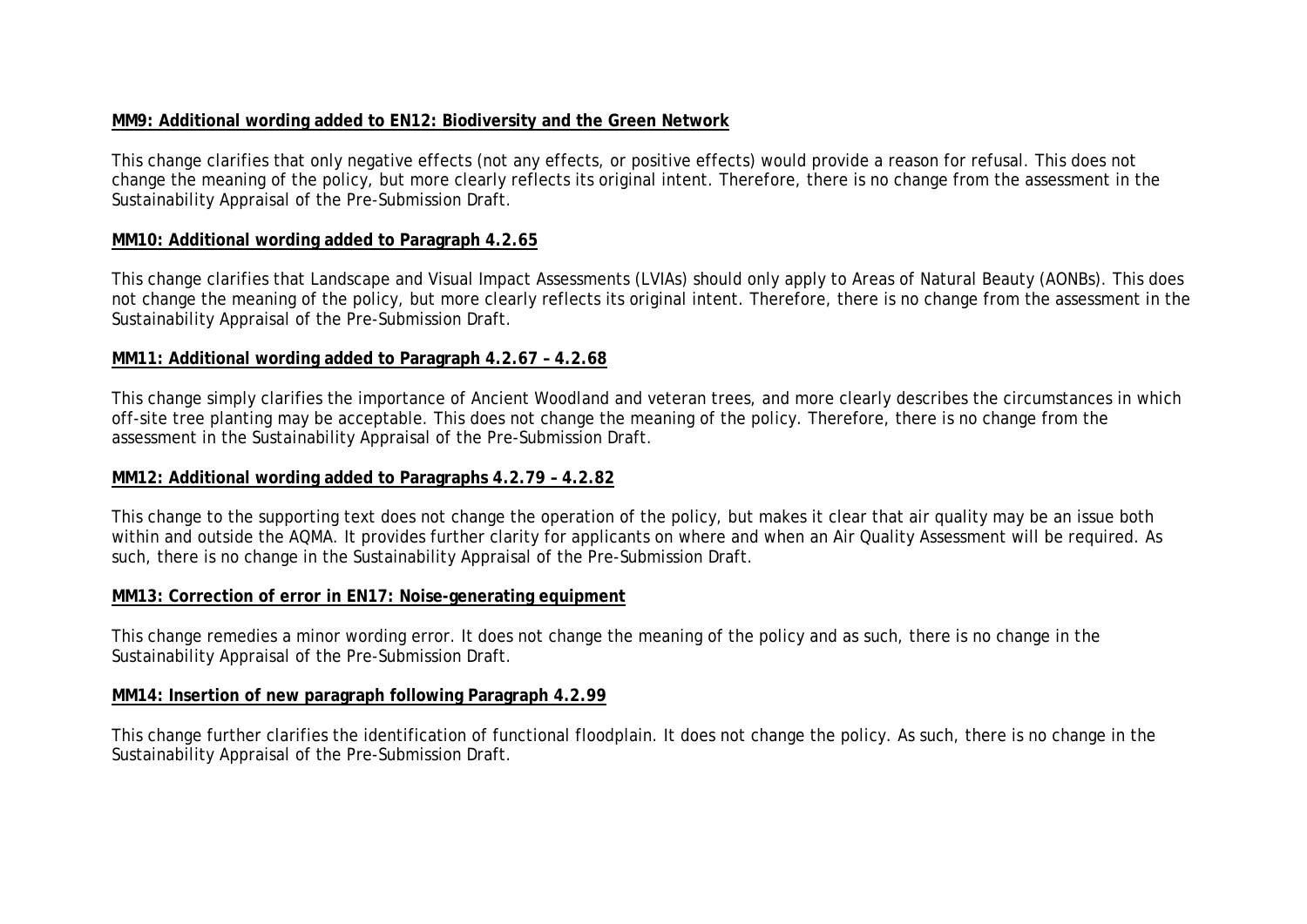**MM9: Additional wording added to EN12: Biodiversity and the Green Network**

This change clarifies that only negative effects (not any effects, or positive effects) would provide a reason for refusal. This does not change the meaning of the policy, but more clearly reflects its original intent. Therefore, there is no change from the assessment in the Sustainability Appraisal of the Pre-Submission Draft.

**MM10: Additional wording added to Paragraph 4.2.65**

This change clarifies that Landscape and Visual Impact Assessments (LVIAs) should only apply to Areas of Natural Beauty (AONBs). This does not change the meaning of the policy, but more clearly reflects its original intent. Therefore, there is no change from the assessment in the Sustainability Appraisal of the Pre-Submission Draft.

**MM11: Additional wording added to Paragraph 4.2.67 – 4.2.68**

This change simply clarifies the importance of Ancient Woodland and veteran trees, and more clearly describes the circumstances in which off-site tree planting may be acceptable. This does not change the meaning of the policy. Therefore, there is no change from the assessment in the Sustainability Appraisal of the Pre-Submission Draft.

**MM12: Additional wording added to Paragraphs 4.2.79 – 4.2.82**

This change to the supporting text does not change the operation of the policy, but makes it clear that air quality may be an issue both within and outside the AQMA. It provides further clarity for applicants on where and when an Air Quality Assessment will be required. As such, there is no change in the Sustainability Appraisal of the Pre-Submission Draft.

**MM13: Correction of error in EN17: Noise-generating equipment**

This change remedies a minor wording error. It does not change the meaning of the policy and as such, there is no change in the Sustainability Appraisal of the Pre-Submission Draft.

**MM14: Insertion of new paragraph following Paragraph 4.2.99**

This change further clarifies the identification of functional floodplain. It does not change the policy. As such, there is no change in the Sustainability Appraisal of the Pre-Submission Draft.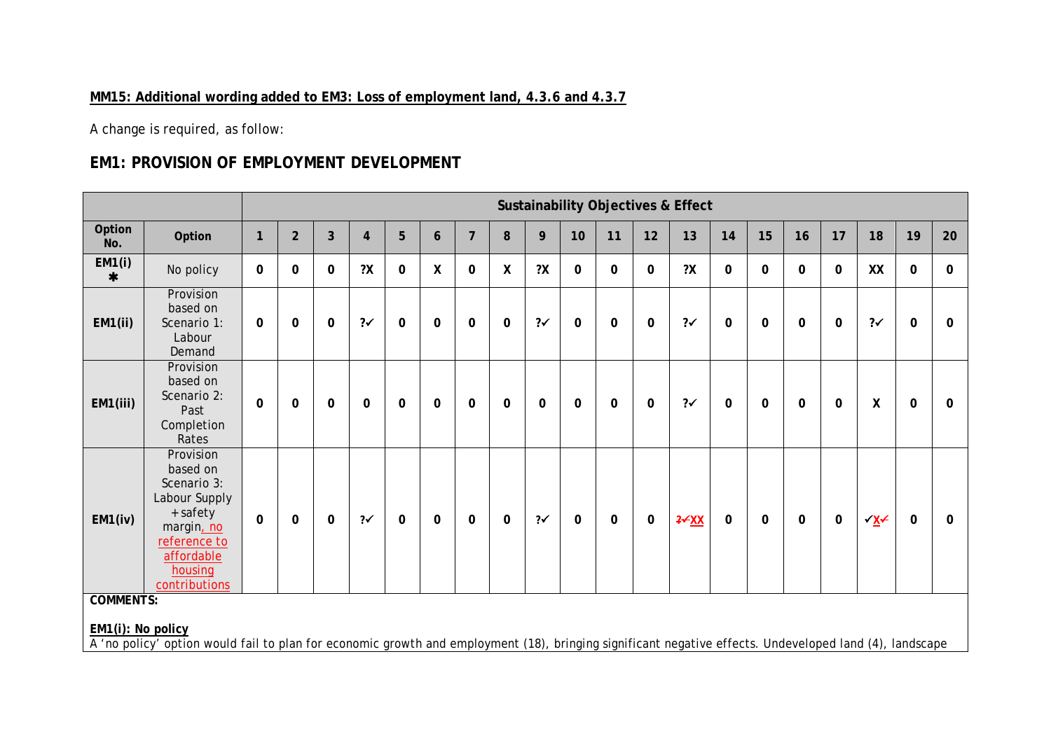**MM15: Additional wording added to EM3: Loss of employment land, 4.3.6 and 4.3.7**

A change is required, as follow:

## EM1: PROVISION OF EMPLOYMENT DEVELOPMENT

| | | Sustainability Objectives & Effect | | | | | | | | | | | | | | | | | | | |
|---|---|---|---|---|---|---|---|---|---|---|---|---|---|---|---|---|---|---|---|---|---|
| Option No. | Option | 1 | 2 | 3 | 4 | 5 | 6 | 7 | 8 | 9 | 10 | 11 | 12 | 13 | 14 | 15 | 16 | 17 | 18 | 19 | 20 |
| EM1(i) ✱ | No policy | 0 | 0 | 0 | ?X | 0 | X | 0 | X | ?X | 0 | 0 | 0 | ?X | 0 | 0 | 0 | 0 | XX | 0 | 0 |
| EM1(ii) | Provision based on Scenario 1: Labour Demand | 0 | 0 | 0 | ?✓ | 0 | 0 | 0 | 0 | ?✓ | 0 | 0 | 0 | ?✓ | 0 | 0 | 0 | 0 | ?✓ | 0 | 0 |
| EM1(iii) | Provision based on Scenario 2: Past Completion Rates | 0 | 0 | 0 | 0 | 0 | 0 | 0 | 0 | 0 | 0 | 0 | 0 | ?✓ | 0 | 0 | 0 | 0 | X | 0 | 0 |
| EM1(iv) | Provision based on Scenario 3: Labour Supply +safety margin, no reference to affordable housing contributions | 0 | 0 | 0 | ?✓ | 0 | 0 | 0 | 0 | ?✓ | 0 | 0 | 0 | ~~?✓~~XX | 0 | 0 | 0 | 0 | ✓X~~✓~~ | 0 | 0 |

**COMMENTS:**

**EM1(i): No policy**

A 'no policy' option would fail to plan for economic growth and employment (18), bringing significant negative effects. Undeveloped land (4), landscape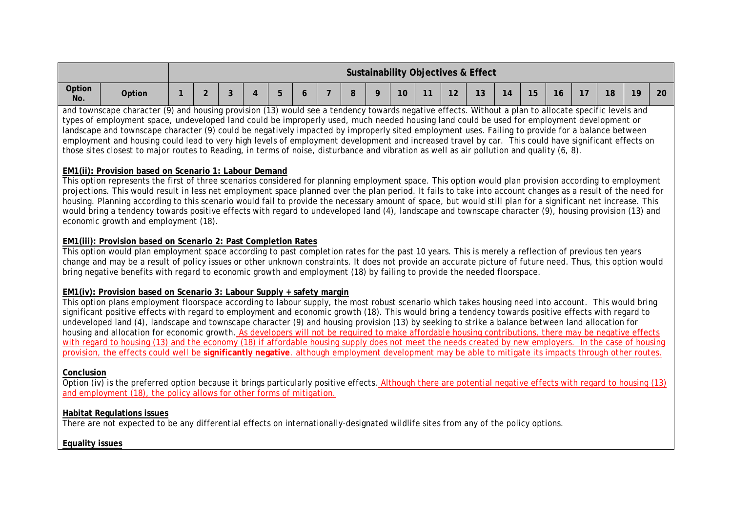| Option No. | Option | 1 | 2 | 3 | 4 | 5 | 6 | 7 | 8 | 9 | 10 | 11 | 12 | 13 | 14 | 15 | 16 | 17 | 18 | 19 | 20 |
|---|---|---|---|---|---|---|---|---|---|---|---|---|---|---|---|---|---|---|---|---|---|
| | | Sustainability Objectives & Effect | | | | | | | | | | | | | | | | | | | |

and townscape character (9) and housing provision (13) would see a tendency towards negative effects. Without a plan to allocate specific levels and types of employment space, undeveloped land could be improperly used, much needed housing land could be used for employment development or landscape and townscape character (9) could be negatively impacted by improperly sited employment uses. Failing to provide for a balance between employment and housing could lead to very high levels of employment development and increased travel by car. This could have significant effects on those sites closest to major routes to Reading, in terms of noise, disturbance and vibration as well as air pollution and quality (6, 8).

**EM1(ii): Provision based on Scenario 1: Labour Demand**

This option represents the first of three scenarios considered for planning employment space. This option would plan provision according to employment projections. This would result in less net employment space planned over the plan period. It fails to take into account changes as a result of the need for housing. Planning according to this scenario would fail to provide the necessary amount of space, but would still plan for a significant net increase. This would bring a tendency towards positive effects with regard to undeveloped land (4), landscape and townscape character (9), housing provision (13) and economic growth and employment (18).

**EM1(iii): Provision based on Scenario 2: Past Completion Rates**

This option would plan employment space according to past completion rates for the past 10 years. This is merely a reflection of previous ten years change and may be a result of policy issues or other unknown constraints. It does not provide an accurate picture of future need. Thus, this option would bring negative benefits with regard to economic growth and employment (18) by failing to provide the needed floorspace.

**EM1(iv): Provision based on Scenario 3: Labour Supply + safety margin**

This option plans employment floorspace according to labour supply, the most robust scenario which takes housing need into account. This would bring significant positive effects with regard to employment and economic growth (18). This would bring a tendency towards positive effects with regard to undeveloped land (4), landscape and townscape character (9) and housing provision (13) by seeking to strike a balance between land allocation for housing and allocation for economic growth. As developers will not be required to make affordable housing contributions, there may be negative effects with regard to housing (13) and the economy (18) if affordable housing supply does not meet the needs created by new employers. In the case of housing provision, the effects could well be **significantly negative**. although employment development may be able to mitigate its impacts through other routes.

**Conclusion**

Option (iv) is the preferred option because it brings particularly positive effects. Although there are potential negative effects with regard to housing (13) and employment (18), the policy allows for other forms of mitigation.

**Habitat Regulations issues**

There are not expected to be any differential effects on internationally-designated wildlife sites from any of the policy options.

**Equality issues**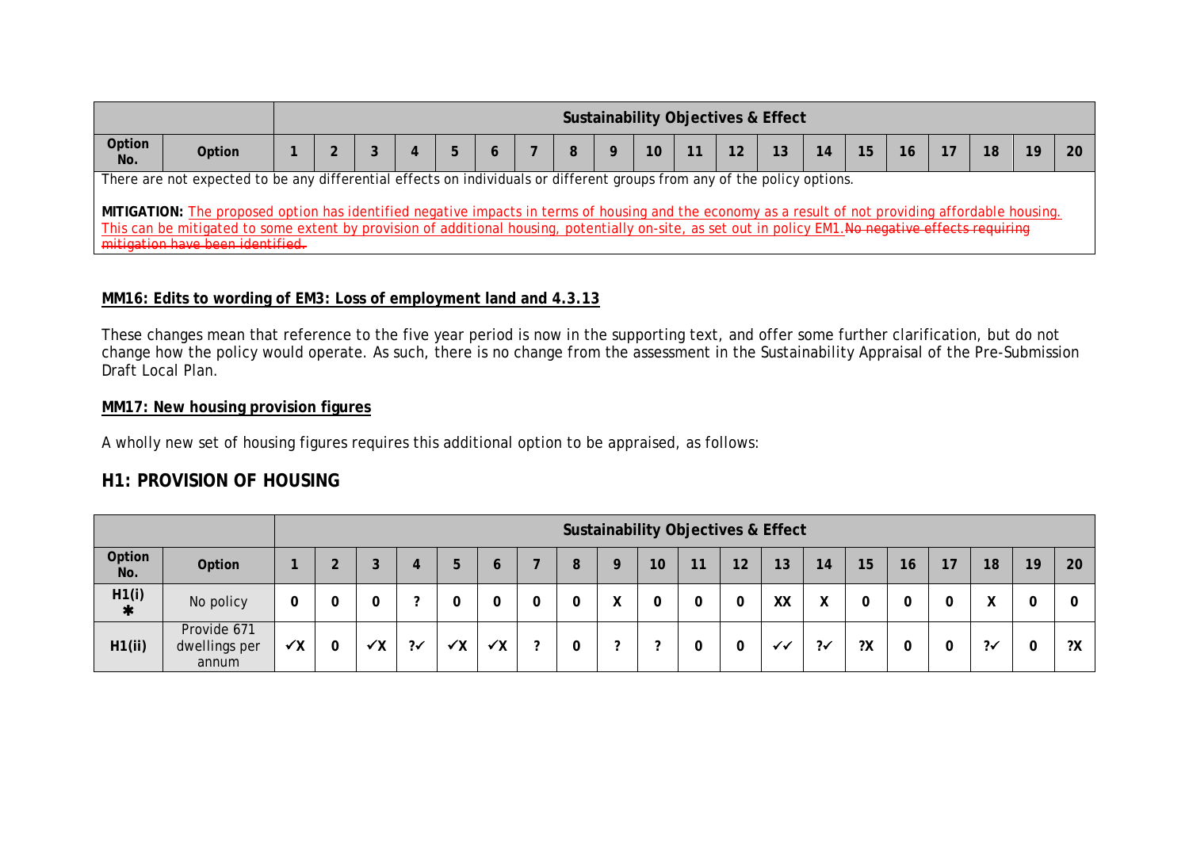| | | Sustainability Objectives & Effect | | | | | | | | | | | | | | | | | | | |
|---|---|---|---|---|---|---|---|---|---|---|---|---|---|---|---|---|---|---|---|---|---|
| Option No. | Option | 1 | 2 | 3 | 4 | 5 | 6 | 7 | 8 | 9 | 10 | 11 | 12 | 13 | 14 | 15 | 16 | 17 | 18 | 19 | 20 |

There are not expected to be any differential effects on individuals or different groups from any of the policy options.

**MITIGATION:** The proposed option has identified negative impacts in terms of housing and the economy as a result of not providing affordable housing. This can be mitigated to some extent by provision of additional housing, potentially on-site, as set out in policy EM1. ~~No negative effects requiring mitigation have been identified.~~

**MM16: Edits to wording of EM3: Loss of employment land and 4.3.13**

These changes mean that reference to the five year period is now in the supporting text, and offer some further clarification, but do not change how the policy would operate. As such, there is no change from the assessment in the Sustainability Appraisal of the Pre-Submission Draft Local Plan.

**MM17: New housing provision figures**

A wholly new set of housing figures requires this additional option to be appraised, as follows:

## H1: PROVISION OF HOUSING

| | | Sustainability Objectives & Effect | | | | | | | | | | | | | | | | | | | |
|---|---|---|---|---|---|---|---|---|---|---|---|---|---|---|---|---|---|---|---|---|---|
| Option No. | Option | 1 | 2 | 3 | 4 | 5 | 6 | 7 | 8 | 9 | 10 | 11 | 12 | 13 | 14 | 15 | 16 | 17 | 18 | 19 | 20 |
| H1(i) ✱ | No policy | 0 | 0 | 0 | ? | 0 | 0 | 0 | 0 | X | 0 | 0 | 0 | XX | X | 0 | 0 | 0 | X | 0 | 0 |
| H1(ii) | Provide 671 dwellings per annum | ✓X | 0 | ✓X | ?✓ | ✓X | ✓X | ? | 0 | ? | ? | 0 | 0 | ✓✓ | ?✓ | ?X | 0 | 0 | ?✓ | 0 | ?X |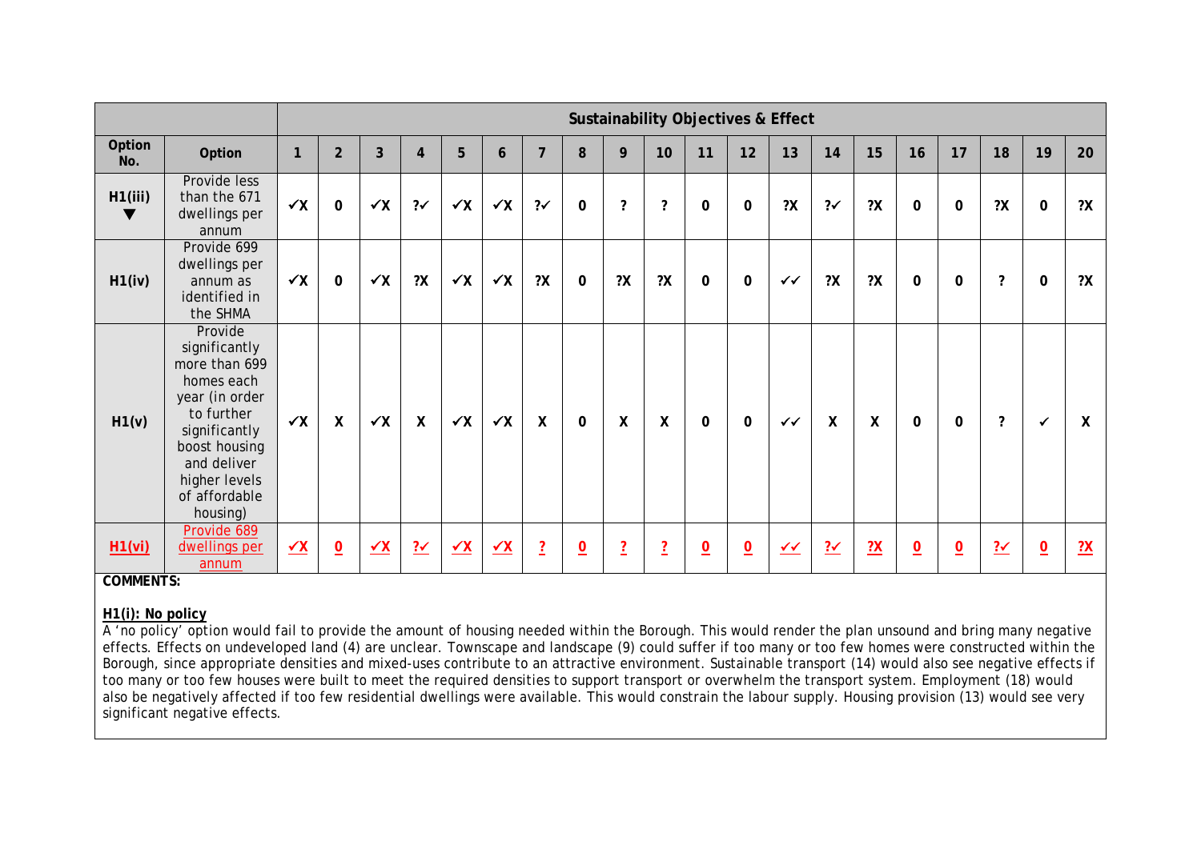| | | Sustainability Objectives & Effect | | | | | | | | | | | | | | | | | | | |
|---|---|---|---|---|---|---|---|---|---|---|---|---|---|---|---|---|---|---|---|---|---|
| Option No. | Option | 1 | 2 | 3 | 4 | 5 | 6 | 7 | 8 | 9 | 10 | 11 | 12 | 13 | 14 | 15 | 16 | 17 | 18 | 19 | 20 |
| H1(iii) ▼ | Provide less than the 671 dwellings per annum | ✓X | 0 | ✓X | ?✓ | ✓X | ✓X | ?✓ | 0 | ? | ? | 0 | 0 | ?X | ?✓ | ?X | 0 | 0 | ?X | 0 | ?X |
| H1(iv) | Provide 699 dwellings per annum as identified in the SHMA | ✓X | 0 | ✓X | ?X | ✓X | ✓X | ?X | 0 | ?X | ?X | 0 | 0 | ✓✓ | ?X | ?X | 0 | 0 | ? | 0 | ?X |
| H1(v) | Provide significantly more than 699 homes each year (in order to further significantly boost housing and deliver higher levels of affordable housing) | ✓X | X | ✓X | X | ✓X | ✓X | X | 0 | X | X | 0 | 0 | ✓✓ | X | X | 0 | 0 | ? | ✓ | X |
| H1(vi) | Provide 689 dwellings per annum | ✓X | 0 | ✓X | ?✓ | ✓X | ✓X | ? | 0 | ? | ? | 0 | 0 | ✓✓ | ?✓ | ?X | 0 | 0 | ?✓ | 0 | ?X |

**COMMENTS:**

**H1(i): No policy**

A 'no policy' option would fail to provide the amount of housing needed within the Borough. This would render the plan unsound and bring many negative effects. Effects on undeveloped land (4) are unclear. Townscape and landscape (9) could suffer if too many or too few homes were constructed within the Borough, since appropriate densities and mixed-uses contribute to an attractive environment. Sustainable transport (14) would also see negative effects if too many or too few houses were built to meet the required densities to support transport or overwhelm the transport system. Employment (18) would also be negatively affected if too few residential dwellings were available. This would constrain the labour supply. Housing provision (13) would see very significant negative effects.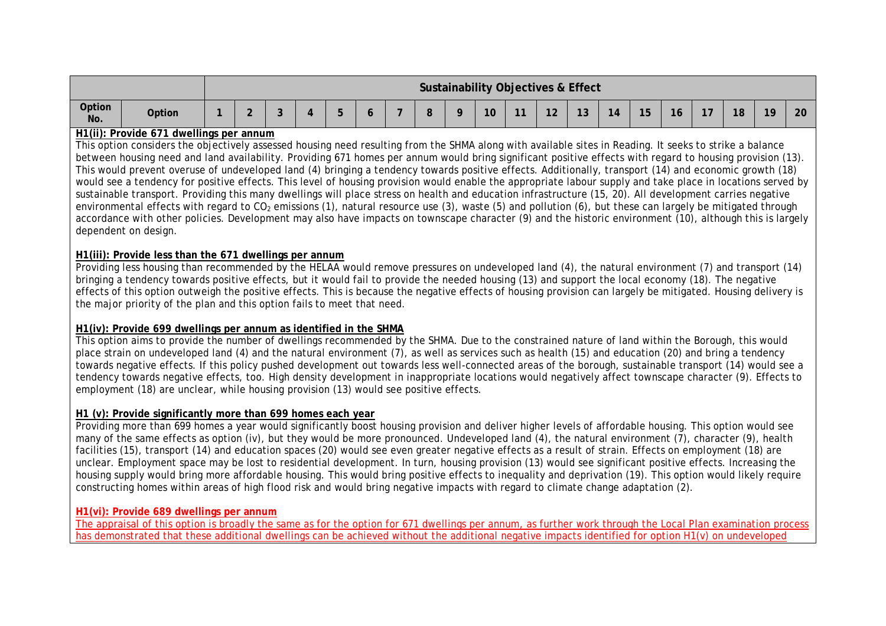| | | Sustainability Objectives & Effect | | | | | | | | | | | | | | | | | | | |
|---|---|---|---|---|---|---|---|---|---|---|---|---|---|---|---|---|---|---|---|---|---|
| Option No. | Option | 1 | 2 | 3 | 4 | 5 | 6 | 7 | 8 | 9 | 10 | 11 | 12 | 13 | 14 | 15 | 16 | 17 | 18 | 19 | 20 |

**H1(ii): Provide 671 dwellings per annum**

This option considers the objectively assessed housing need resulting from the SHMA along with available sites in Reading. It seeks to strike a balance between housing need and land availability. Providing 671 homes per annum would bring significant positive effects with regard to housing provision (13). This would prevent overuse of undeveloped land (4) bringing a tendency towards positive effects. Additionally, transport (14) and economic growth (18) would see a tendency for positive effects. This level of housing provision would enable the appropriate labour supply and take place in locations served by sustainable transport. Providing this many dwellings will place stress on health and education infrastructure (15, 20). All development carries negative environmental effects with regard to $CO_2$ emissions (1), natural resource use (3), waste (5) and pollution (6), but these can largely be mitigated through accordance with other policies. Development may also have impacts on townscape character (9) and the historic environment (10), although this is largely dependent on design.

**H1(iii): Provide less than the 671 dwellings per annum**

Providing less housing than recommended by the HELAA would remove pressures on undeveloped land (4), the natural environment (7) and transport (14) bringing a tendency towards positive effects, but it would fail to provide the needed housing (13) and support the local economy (18). The negative effects of this option outweigh the positive effects. This is because the negative effects of housing provision can largely be mitigated. Housing delivery is the major priority of the plan and this option fails to meet that need.

**H1(iv): Provide 699 dwellings per annum as identified in the SHMA**

This option aims to provide the number of dwellings recommended by the SHMA. Due to the constrained nature of land within the Borough, this would place strain on undeveloped land (4) and the natural environment (7), as well as services such as health (15) and education (20) and bring a tendency towards negative effects. If this policy pushed development out towards less well-connected areas of the borough, sustainable transport (14) would see a tendency towards negative effects, too. High density development in inappropriate locations would negatively affect townscape character (9). Effects to employment (18) are unclear, while housing provision (13) would see positive effects.

**H1 (v): Provide significantly more than 699 homes each year**

Providing more than 699 homes a year would significantly boost housing provision and deliver higher levels of affordable housing. This option would see many of the same effects as option (iv), but they would be more pronounced. Undeveloped land (4), the natural environment (7), character (9), health facilities (15), transport (14) and education spaces (20) would see even greater negative effects as a result of strain. Effects on employment (18) are unclear. Employment space may be lost to residential development. In turn, housing provision (13) would see significant positive effects. Increasing the housing supply would bring more affordable housing. This would bring positive effects to inequality and deprivation (19). This option would likely require constructing homes within areas of high flood risk and would bring negative impacts with regard to climate change adaptation (2).

**H1(vi): Provide 689 dwellings per annum**

The appraisal of this option is broadly the same as for the option for 671 dwellings per annum, as further work through the Local Plan examination process has demonstrated that these additional dwellings can be achieved without the additional negative impacts identified for option H1(v) on undeveloped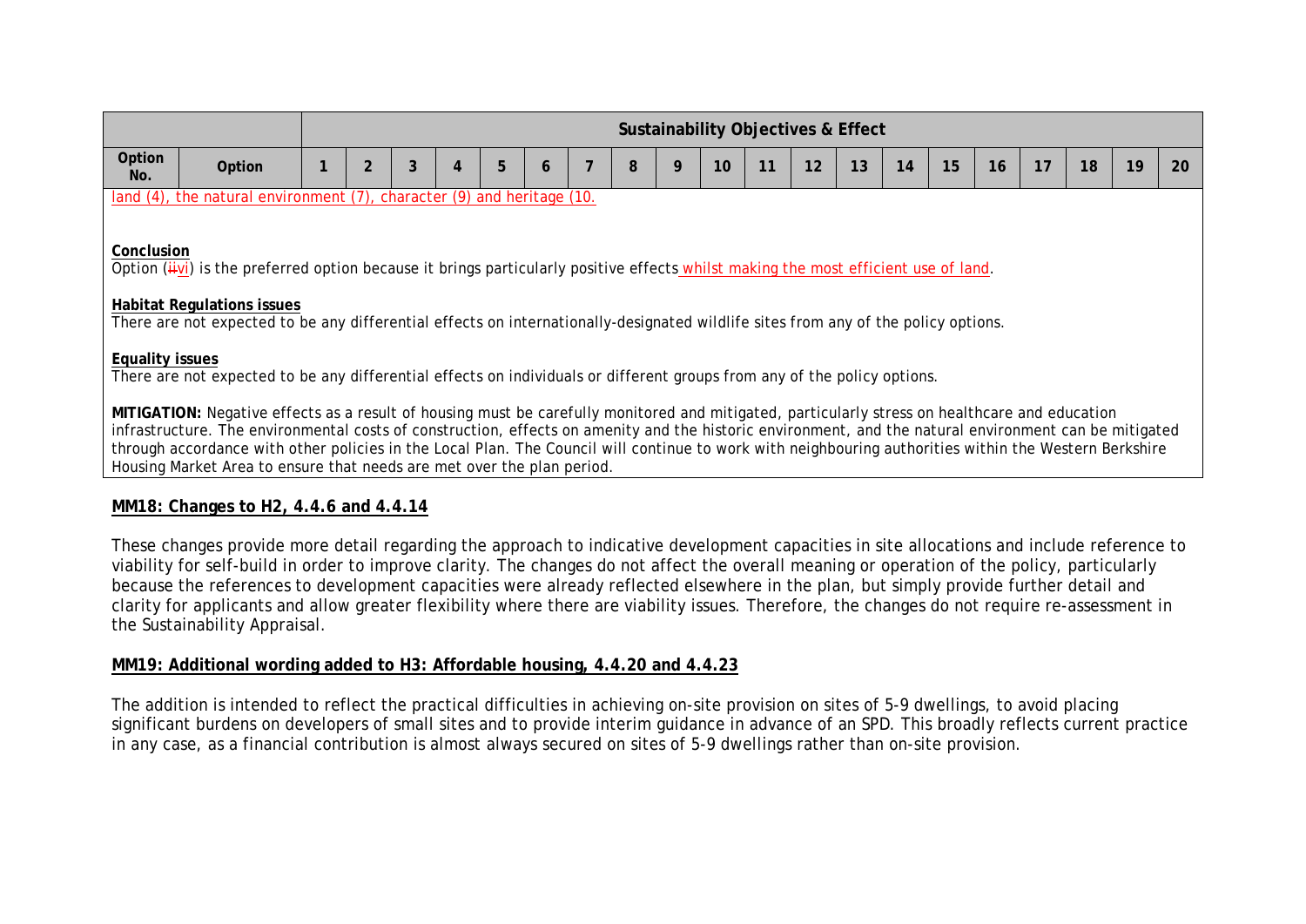| Option No. | Option | 1 | 2 | 3 | 4 | 5 | 6 | 7 | 8 | 9 | 10 | 11 | 12 | 13 | 14 | 15 | 16 | 17 | 18 | 19 | 20 |
|---|---|---|---|---|---|---|---|---|---|---|---|---|---|---|---|---|---|---|---|---|---|
| | | Sustainability Objectives & Effect | | | | | | | | | | | | | | | | | | | |

land (4), the natural environment (7), character (9) and heritage (10.

**Conclusion**

Option (~~ii~~vi) is the preferred option because it brings particularly positive effects whilst making the most efficient use of land.

**Habitat Regulations issues**

There are not expected to be any differential effects on internationally-designated wildlife sites from any of the policy options.

**Equality issues**

There are not expected to be any differential effects on individuals or different groups from any of the policy options.

**MITIGATION:** Negative effects as a result of housing must be carefully monitored and mitigated, particularly stress on healthcare and education infrastructure. The environmental costs of construction, effects on amenity and the historic environment, and the natural environment can be mitigated through accordance with other policies in the Local Plan. The Council will continue to work with neighbouring authorities within the Western Berkshire Housing Market Area to ensure that needs are met over the plan period.

**MM18: Changes to H2, 4.4.6 and 4.4.14**

These changes provide more detail regarding the approach to indicative development capacities in site allocations and include reference to viability for self-build in order to improve clarity. The changes do not affect the overall meaning or operation of the policy, particularly because the references to development capacities were already reflected elsewhere in the plan, but simply provide further detail and clarity for applicants and allow greater flexibility where there are viability issues. Therefore, the changes do not require re-assessment in the Sustainability Appraisal.

**MM19: Additional wording added to H3: Affordable housing, 4.4.20 and 4.4.23**

The addition is intended to reflect the practical difficulties in achieving on-site provision on sites of 5-9 dwellings, to avoid placing significant burdens on developers of small sites and to provide interim guidance in advance of an SPD. This broadly reflects current practice in any case, as a financial contribution is almost always secured on sites of 5-9 dwellings rather than on-site provision.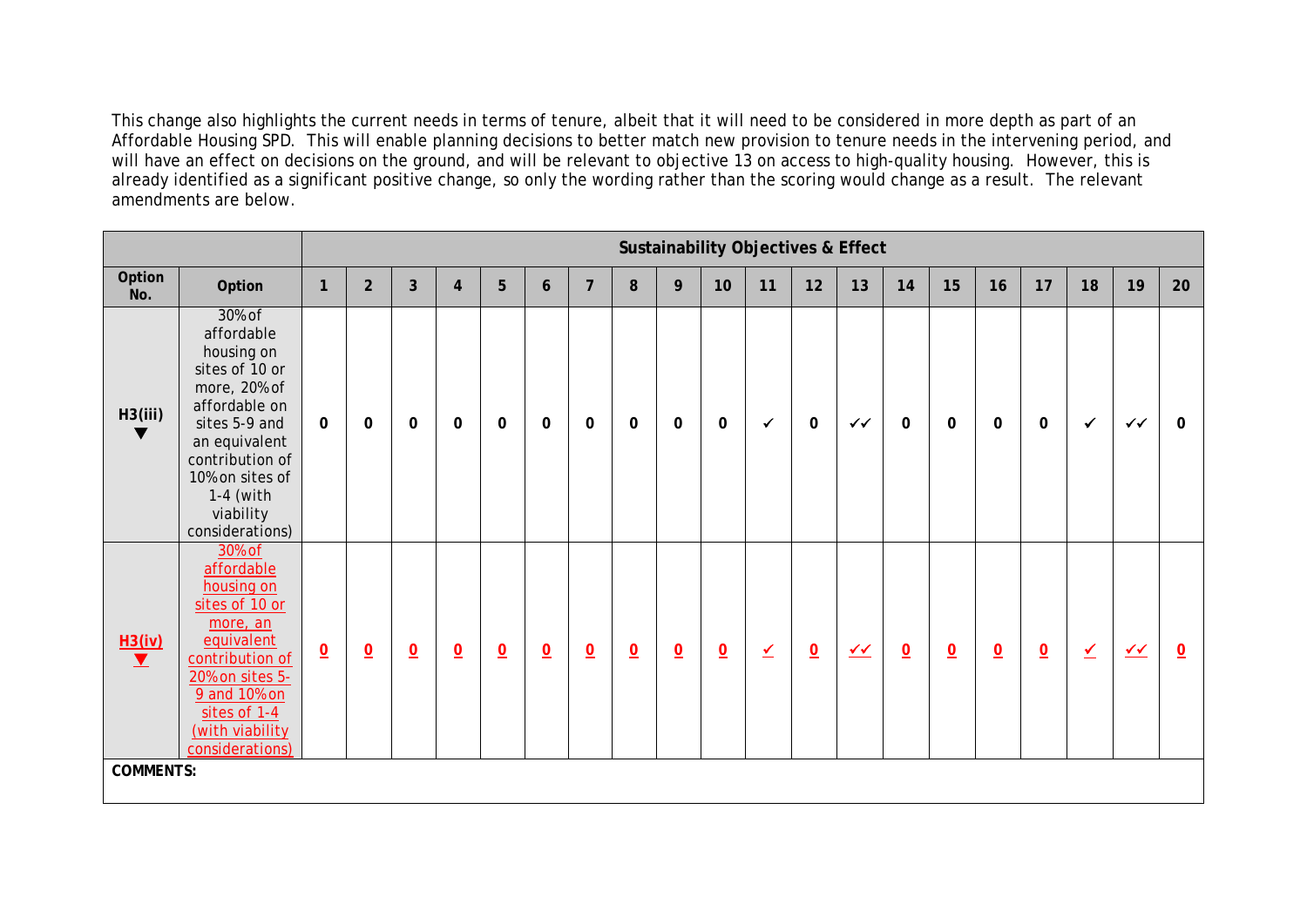This change also highlights the current needs in terms of tenure, albeit that it will need to be considered in more depth as part of an Affordable Housing SPD. This will enable planning decisions to better match new provision to tenure needs in the intervening period, and will have an effect on decisions on the ground, and will be relevant to objective 13 on access to high-quality housing. However, this is already identified as a significant positive change, so only the wording rather than the scoring would change as a result. The relevant amendments are below.

| | | Sustainability Objectives & Effect | | | | | | | | | | | | | | | | | | | |
|---|---|---|---|---|---|---|---|---|---|---|---|---|---|---|---|---|---|---|---|---|---|
| Option No. | Option | 1 | 2 | 3 | 4 | 5 | 6 | 7 | 8 | 9 | 10 | 11 | 12 | 13 | 14 | 15 | 16 | 17 | 18 | 19 | 20 |
| H3(iii) ▼ | 30% of affordable housing on sites of 10 or more, 20% of affordable on sites 5-9 and an equivalent contribution of 10% on sites of 1-4 (with viability considerations) | 0 | 0 | 0 | 0 | 0 | 0 | 0 | 0 | 0 | 0 | ✓ | 0 | ✓✓ | 0 | 0 | 0 | 0 | ✓ | ✓✓ | 0 |
| H3(iv) ▼ | 30% of affordable housing on sites of 10 or more, an equivalent contribution of 20% on sites 5-9 and 10% on sites of 1-4 (with viability considerations) | 0 | 0 | 0 | 0 | 0 | 0 | 0 | 0 | 0 | 0 | ✓ | 0 | ✓✓ | 0 | 0 | 0 | 0 | ✓ | ✓✓ | 0 |
| **COMMENTS:** | | | | | | | | | | | | | | | | | | | | | |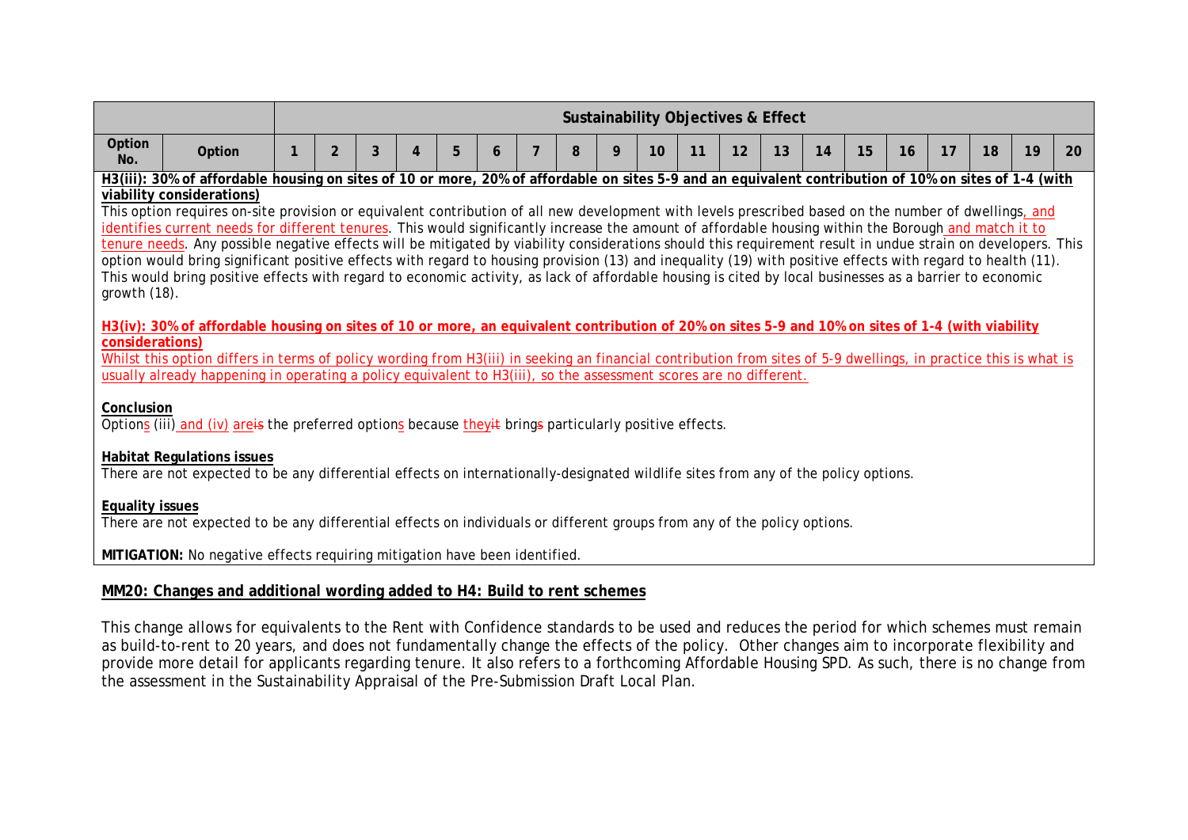| | | Sustainability Objectives & Effect | | | | | | | | | | | | | | | | | | | |
|---|---|---|---|---|---|---|---|---|---|---|---|---|---|---|---|---|---|---|---|---|---|
| Option No. | Option | 1 | 2 | 3 | 4 | 5 | 6 | 7 | 8 | 9 | 10 | 11 | 12 | 13 | 14 | 15 | 16 | 17 | 18 | 19 | 20 |

**H3(iii): 30% of affordable housing on sites of 10 or more, 20% of affordable on sites 5-9 and an equivalent contribution of 10% on sites of 1-4 (with viability considerations)**

This option requires on-site provision or equivalent contribution of all new development with levels prescribed based on the number of dwellings, and identifies current needs for different tenures. This would significantly increase the amount of affordable housing within the Borough and match it to tenure needs. Any possible negative effects will be mitigated by viability considerations should this requirement result in undue strain on developers. This option would bring significant positive effects with regard to housing provision (13) and inequality (19) with positive effects with regard to health (11). This would bring positive effects with regard to economic activity, as lack of affordable housing is cited by local businesses as a barrier to economic growth (18).

**H3(iv): 30% of affordable housing on sites of 10 or more, an equivalent contribution of 20% on sites 5-9 and 10% on sites of 1-4 (with viability considerations)**

Whilst this option differs in terms of policy wording from H3(iii) in seeking an financial contribution from sites of 5-9 dwellings, in practice this is what is usually already happening in operating a policy equivalent to H3(iii), so the assessment scores are no different.

**Conclusion**

Options (iii) and (iv) areis the preferred options because theyit brings particularly positive effects.

**Habitat Regulations issues**

There are not expected to be any differential effects on internationally-designated wildlife sites from any of the policy options.

**Equality issues**

There are not expected to be any differential effects on individuals or different groups from any of the policy options.

**MITIGATION:** No negative effects requiring mitigation have been identified.

**MM20: Changes and additional wording added to H4: Build to rent schemes**

This change allows for equivalents to the Rent with Confidence standards to be used and reduces the period for which schemes must remain as build-to-rent to 20 years, and does not fundamentally change the effects of the policy. Other changes aim to incorporate flexibility and provide more detail for applicants regarding tenure. It also refers to a forthcoming Affordable Housing SPD. As such, there is no change from the assessment in the Sustainability Appraisal of the Pre-Submission Draft Local Plan.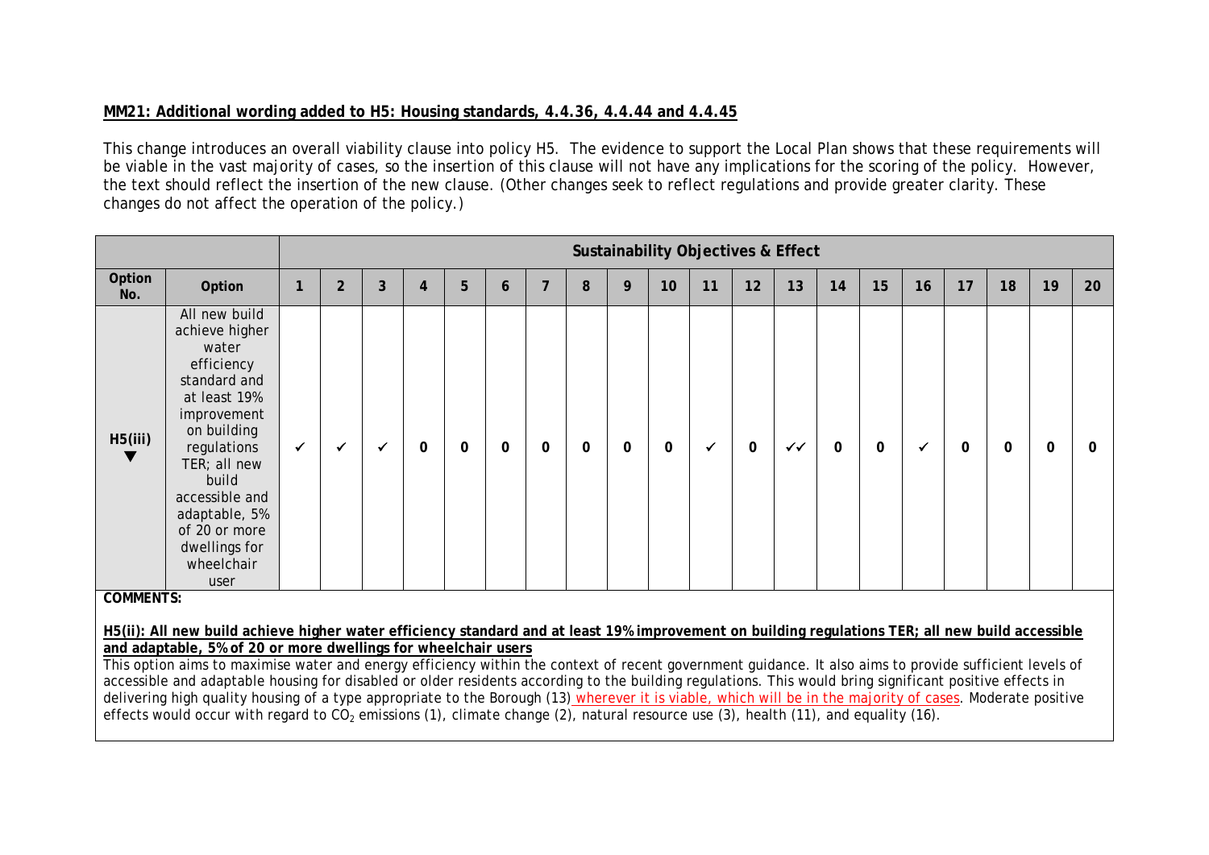**MM21: Additional wording added to H5: Housing standards, 4.4.36, 4.4.44 and 4.4.45**

This change introduces an overall viability clause into policy H5. The evidence to support the Local Plan shows that these requirements will be viable in the vast majority of cases, so the insertion of this clause will not have any implications for the scoring of the policy. However, the text should reflect the insertion of the new clause. (Other changes seek to reflect regulations and provide greater clarity. These changes do not affect the operation of the policy.)

| | | Sustainability Objectives & Effect | | | | | | | | | | | | | | | | | | | |
|---|---|---|---|---|---|---|---|---|---|---|---|---|---|---|---|---|---|---|---|---|---|
| Option No. | Option | 1 | 2 | 3 | 4 | 5 | 6 | 7 | 8 | 9 | 10 | 11 | 12 | 13 | 14 | 15 | 16 | 17 | 18 | 19 | 20 |
| H5(iii) ▼ | All new build achieve higher water efficiency standard and at least 19% improvement on building regulations TER; all new build accessible and adaptable, 5% of 20 or more dwellings for wheelchair user | ✓ | ✓ | ✓ | 0 | 0 | 0 | 0 | 0 | 0 | 0 | ✓ | 0 | ✓✓ | 0 | 0 | ✓ | 0 | 0 | 0 | 0 |

**COMMENTS:**

**H5(ii): All new build achieve higher water efficiency standard and at least 19% improvement on building regulations TER; all new build accessible and adaptable, 5% of 20 or more dwellings for wheelchair users**

This option aims to maximise water and energy efficiency within the context of recent government guidance. It also aims to provide sufficient levels of accessible and adaptable housing for disabled or older residents according to the building regulations. This would bring significant positive effects in delivering high quality housing of a type appropriate to the Borough (13) wherever it is viable, which will be in the majority of cases. Moderate positive effects would occur with regard to $CO_2$ emissions (1), climate change (2), natural resource use (3), health (11), and equality (16).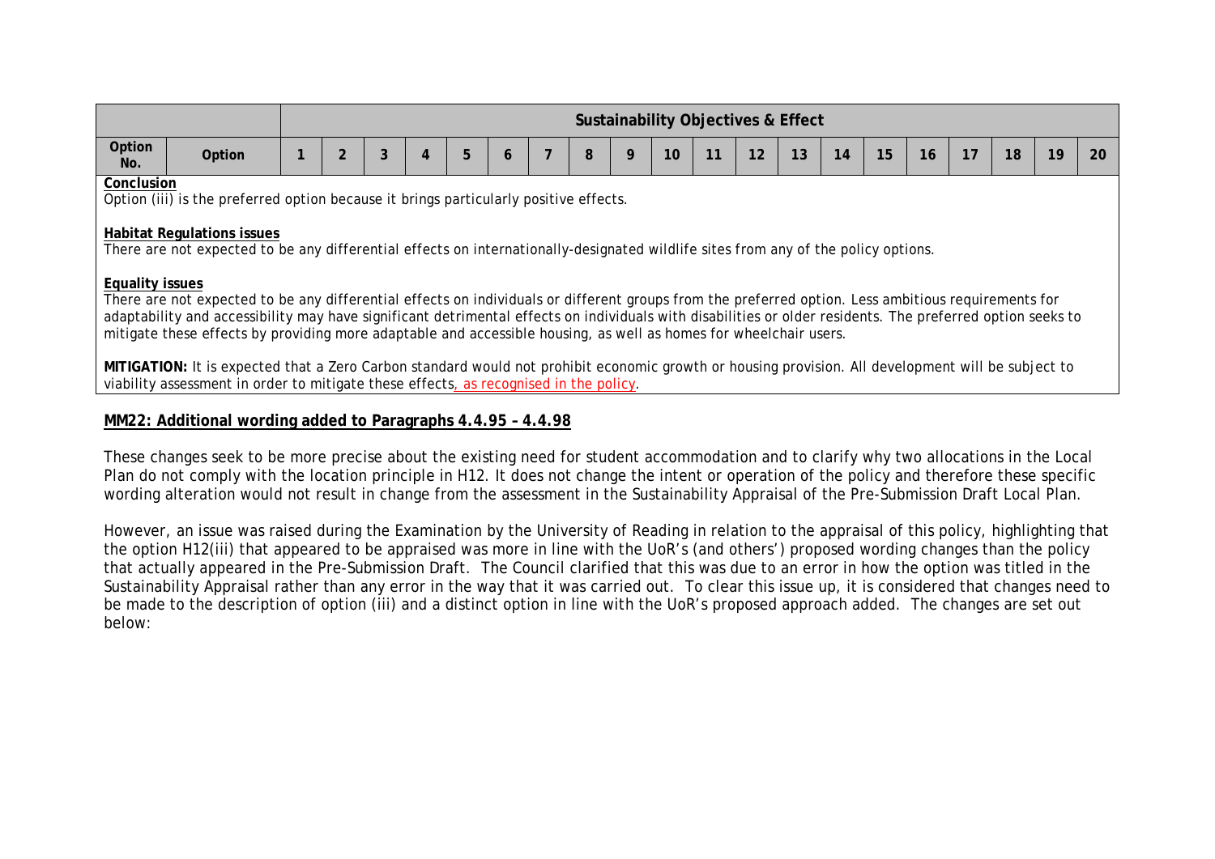| | | Sustainability Objectives & Effect | | | | | | | | | | | | | | | | | | | |
|---|---|---|---|---|---|---|---|---|---|---|---|---|---|---|---|---|---|---|---|---|---|
| Option No. | Option | 1 | 2 | 3 | 4 | 5 | 6 | 7 | 8 | 9 | 10 | 11 | 12 | 13 | 14 | 15 | 16 | 17 | 18 | 19 | 20 |

**Conclusion**
Option (iii) is the preferred option because it brings particularly positive effects.

**Habitat Regulations issues**
There are not expected to be any differential effects on internationally-designated wildlife sites from any of the policy options.

**Equality issues**
There are not expected to be any differential effects on individuals or different groups from the preferred option. Less ambitious requirements for adaptability and accessibility may have significant detrimental effects on individuals with disabilities or older residents. The preferred option seeks to mitigate these effects by providing more adaptable and accessible housing, as well as homes for wheelchair users.

**MITIGATION:** It is expected that a Zero Carbon standard would not prohibit economic growth or housing provision. All development will be subject to viability assessment in order to mitigate these effects, as recognised in the policy.

**MM22: Additional wording added to Paragraphs 4.4.95 – 4.4.98**

These changes seek to be more precise about the existing need for student accommodation and to clarify why two allocations in the Local Plan do not comply with the location principle in H12. It does not change the intent or operation of the policy and therefore these specific wording alteration would not result in change from the assessment in the Sustainability Appraisal of the Pre-Submission Draft Local Plan.

However, an issue was raised during the Examination by the University of Reading in relation to the appraisal of this policy, highlighting that the option H12(iii) that appeared to be appraised was more in line with the UoR's (and others') proposed wording changes than the policy that actually appeared in the Pre-Submission Draft. The Council clarified that this was due to an error in how the option was titled in the Sustainability Appraisal rather than any error in the way that it was carried out. To clear this issue up, it is considered that changes need to be made to the description of option (iii) and a distinct option in line with the UoR's proposed approach added. The changes are set out below: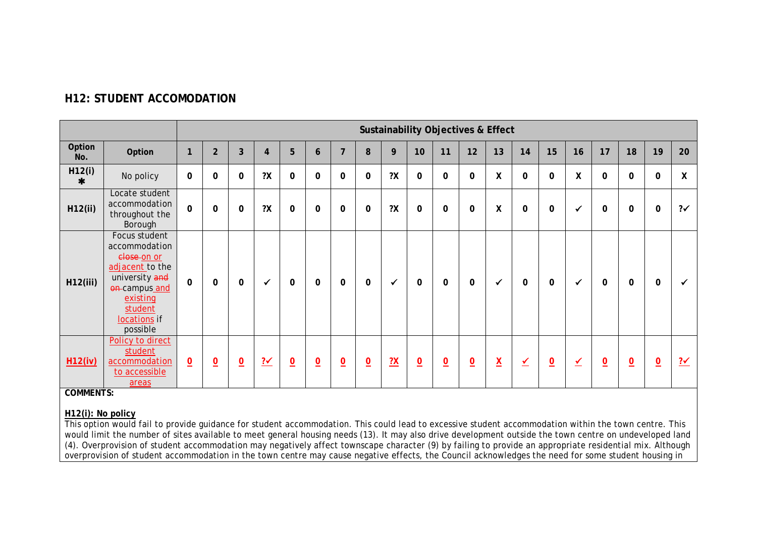## H12: STUDENT ACCOMODATION

| | | Sustainability Objectives & Effect | | | | | | | | | | | | | | | | | | | |
|---|---|---|---|---|---|---|---|---|---|---|---|---|---|---|---|---|---|---|---|---|---|
| Option No. | Option | 1 | 2 | 3 | 4 | 5 | 6 | 7 | 8 | 9 | 10 | 11 | 12 | 13 | 14 | 15 | 16 | 17 | 18 | 19 | 20 |
| H12(i) ✱ | No policy | 0 | 0 | 0 | ?X | 0 | 0 | 0 | 0 | ?X | 0 | 0 | 0 | X | 0 | 0 | X | 0 | 0 | 0 | X |
| H12(ii) | Locate student accommodation throughout the Borough | 0 | 0 | 0 | ?X | 0 | 0 | 0 | 0 | ?X | 0 | 0 | 0 | X | 0 | 0 | ✓ | 0 | 0 | 0 | ?✓ |
| H12(iii) | Focus student accommodation ~~close~~ on or adjacent to the university ~~and on~~ campus and existing student locations if possible | 0 | 0 | 0 | ✓ | 0 | 0 | 0 | 0 | ✓ | 0 | 0 | 0 | ✓ | 0 | 0 | ✓ | 0 | 0 | 0 | ✓ |
| H12(iv) | Policy to direct student accommodation to accessible areas | 0 | 0 | 0 | ?✓ | 0 | 0 | 0 | 0 | ?X | 0 | 0 | 0 | X | ✓ | 0 | ✓ | 0 | 0 | 0 | ?✓ |

**COMMENTS:**

**H12(i): No policy**

This option would fail to provide guidance for student accommodation. This could lead to excessive student accommodation within the town centre. This would limit the number of sites available to meet general housing needs (13). It may also drive development outside the town centre on undeveloped land (4). Overprovision of student accommodation may negatively affect townscape character (9) by failing to provide an appropriate residential mix. Although overprovision of student accommodation in the town centre may cause negative effects, the Council acknowledges the need for some student housing in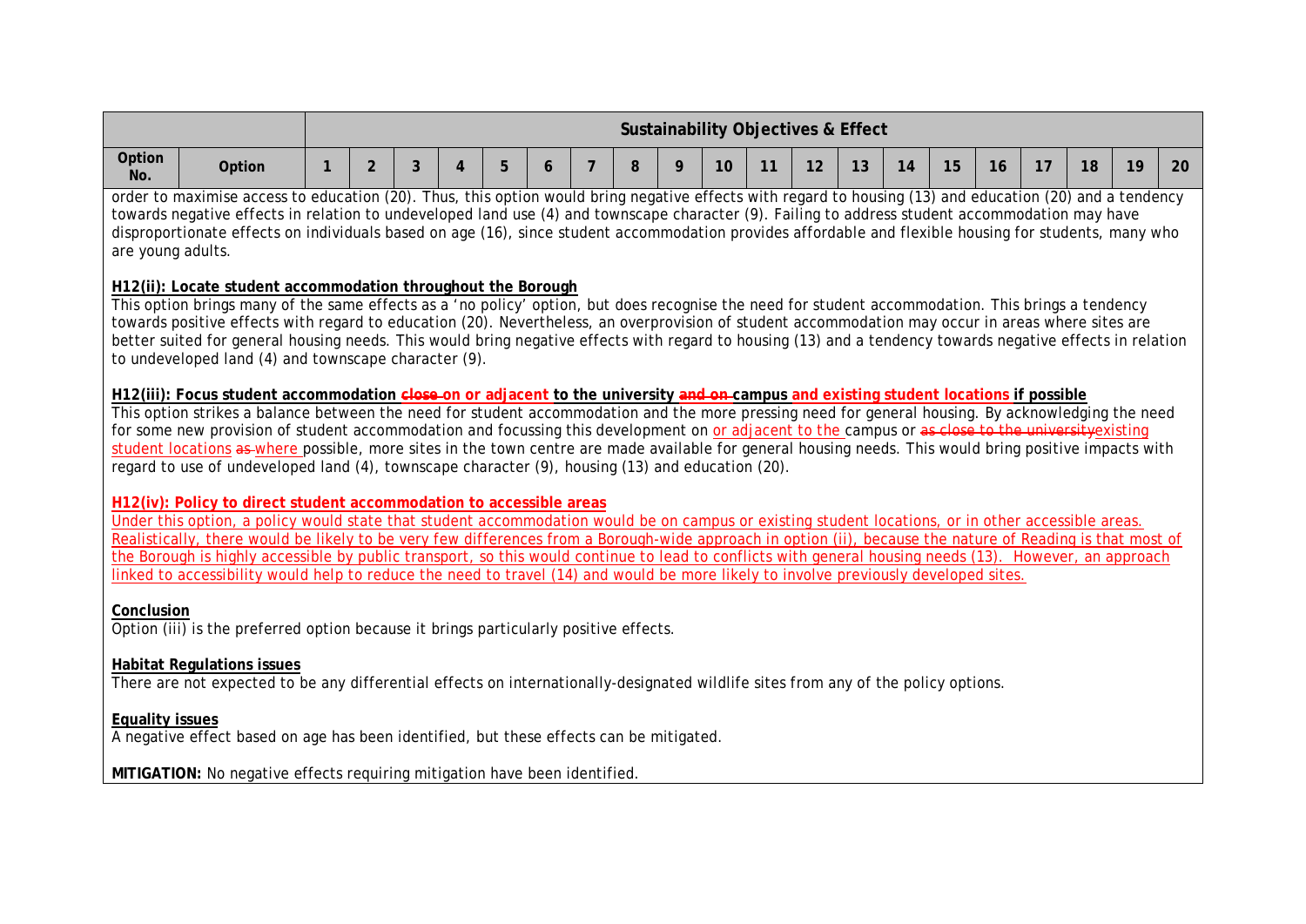| Option No. | Option | Sustainability Objectives & Effect | | | | | | | | | | | | | | | | | | | |
|---|---|---|---|---|---|---|---|---|---|---|---|---|---|---|---|---|---|---|---|---|---|
| | | 1 | 2 | 3 | 4 | 5 | 6 | 7 | 8 | 9 | 10 | 11 | 12 | 13 | 14 | 15 | 16 | 17 | 18 | 19 | 20 |

order to maximise access to education (20). Thus, this option would bring negative effects with regard to housing (13) and education (20) and a tendency towards negative effects in relation to undeveloped land use (4) and townscape character (9). Failing to address student accommodation may have disproportionate effects on individuals based on age (16), since student accommodation provides affordable and flexible housing for students, many who are young adults.

**H12(ii): Locate student accommodation throughout the Borough**

This option brings many of the same effects as a 'no policy' option, but does recognise the need for student accommodation. This brings a tendency towards positive effects with regard to education (20). Nevertheless, an overprovision of student accommodation may occur in areas where sites are better suited for general housing needs. This would bring negative effects with regard to housing (13) and a tendency towards negative effects in relation to undeveloped land (4) and townscape character (9).

**H12(iii): Focus student accommodation ~~close~~ on or adjacent to the university ~~and on~~ campus and existing student locations if possible**

This option strikes a balance between the need for student accommodation and the more pressing need for general housing. By acknowledging the need for some new provision of student accommodation and focussing this development on or adjacent to the campus or ~~as close to the university~~existing student locations ~~as~~ where possible, more sites in the town centre are made available for general housing needs. This would bring positive impacts with regard to use of undeveloped land (4), townscape character (9), housing (13) and education (20).

**H12(iv): Policy to direct student accommodation to accessible areas**

Under this option, a policy would state that student accommodation would be on campus or existing student locations, or in other accessible areas. Realistically, there would be likely to be very few differences from a Borough-wide approach in option (ii), because the nature of Reading is that most of the Borough is highly accessible by public transport, so this would continue to lead to conflicts with general housing needs (13). However, an approach linked to accessibility would help to reduce the need to travel (14) and would be more likely to involve previously developed sites.

**Conclusion**

Option (iii) is the preferred option because it brings particularly positive effects.

**Habitat Regulations issues**

There are not expected to be any differential effects on internationally-designated wildlife sites from any of the policy options.

**Equality issues**

A negative effect based on age has been identified, but these effects can be mitigated.

**MITIGATION:** No negative effects requiring mitigation have been identified.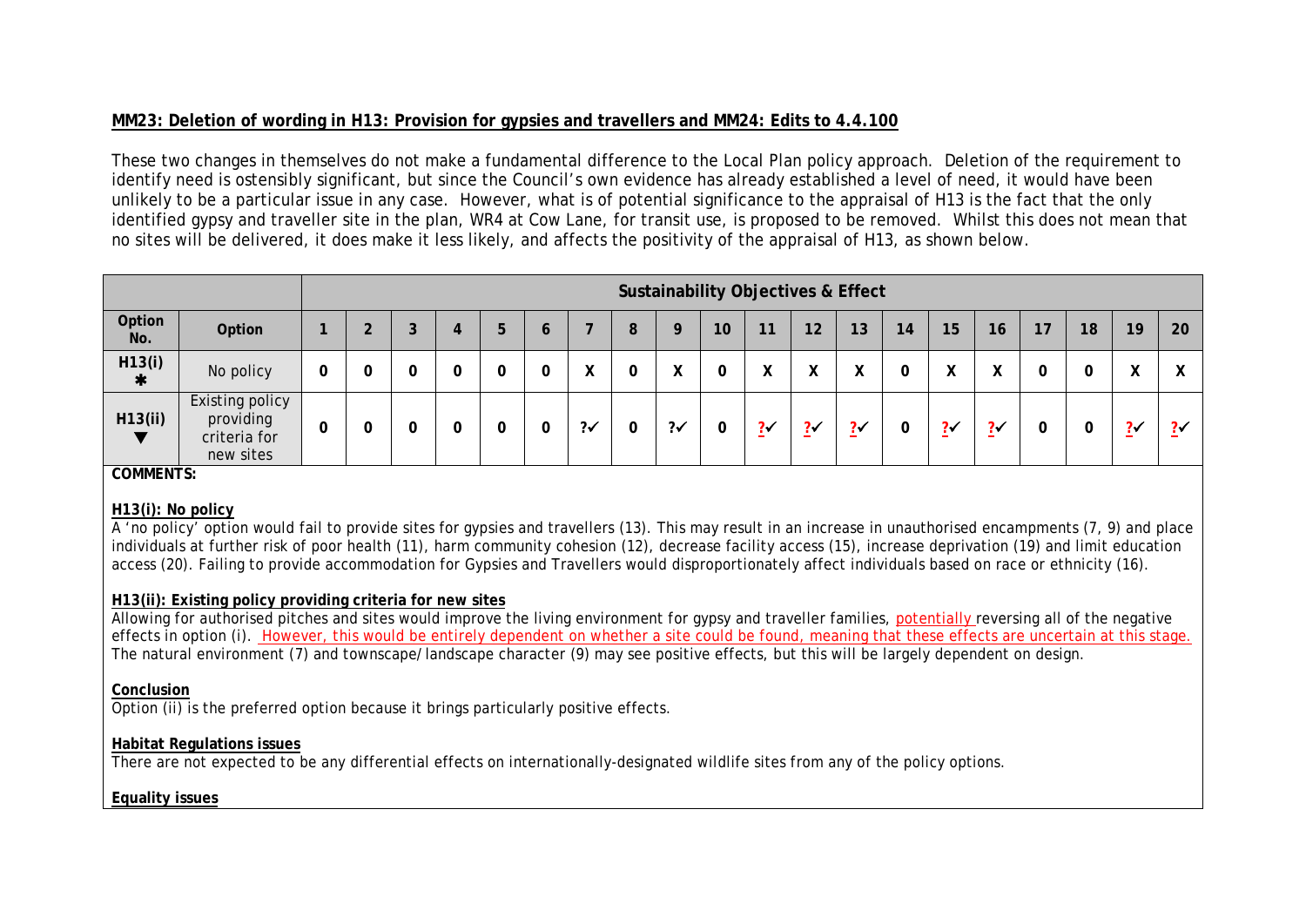**MM23: Deletion of wording in H13: Provision for gypsies and travellers and MM24: Edits to 4.4.100**

These two changes in themselves do not make a fundamental difference to the Local Plan policy approach. Deletion of the requirement to identify need is ostensibly significant, but since the Council's own evidence has already established a level of need, it would have been unlikely to be a particular issue in any case. However, what is of potential significance to the appraisal of H13 is the fact that the only identified gypsy and traveller site in the plan, WR4 at Cow Lane, for transit use, is proposed to be removed. Whilst this does not mean that no sites will be delivered, it does make it less likely, and affects the positivity of the appraisal of H13, as shown below.

| | | Sustainability Objectives & Effect | | | | | | | | | | | | | | | | | | | |
|---|---|---|---|---|---|---|---|---|---|---|---|---|---|---|---|---|---|---|---|---|---|
| Option No. | Option | 1 | 2 | 3 | 4 | 5 | 6 | 7 | 8 | 9 | 10 | 11 | 12 | 13 | 14 | 15 | 16 | 17 | 18 | 19 | 20 |
| H13(i) ✱ | No policy | 0 | 0 | 0 | 0 | 0 | 0 | X | 0 | X | 0 | X | X | X | 0 | X | X | 0 | 0 | X | X |
| H13(ii) ▼ | Existing policy providing criteria for new sites | 0 | 0 | 0 | 0 | 0 | 0 | ?✓ | 0 | ?✓ | 0 | ?✓ | ?✓ | ?✓ | 0 | ?✓ | ?✓ | 0 | 0 | ?✓ | ?✓ |

**COMMENTS:**

**H13(i): No policy**

A 'no policy' option would fail to provide sites for gypsies and travellers (13). This may result in an increase in unauthorised encampments (7, 9) and place individuals at further risk of poor health (11), harm community cohesion (12), decrease facility access (15), increase deprivation (19) and limit education access (20). Failing to provide accommodation for Gypsies and Travellers would disproportionately affect individuals based on race or ethnicity (16).

**H13(ii): Existing policy providing criteria for new sites**

Allowing for authorised pitches and sites would improve the living environment for gypsy and traveller families, potentially reversing all of the negative effects in option (i). However, this would be entirely dependent on whether a site could be found, meaning that these effects are uncertain at this stage. The natural environment (7) and townscape/landscape character (9) may see positive effects, but this will be largely dependent on design.

**Conclusion**

Option (ii) is the preferred option because it brings particularly positive effects.

**Habitat Regulations issues**

There are not expected to be any differential effects on internationally-designated wildlife sites from any of the policy options.

**Equality issues**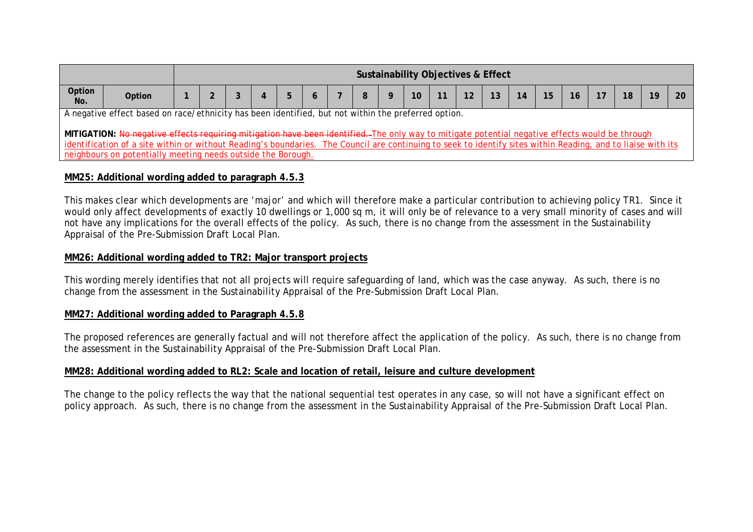| | | Sustainability Objectives & Effect | | | | | | | | | | | | | | | | | | | |
|---|---|---|---|---|---|---|---|---|---|---|---|---|---|---|---|---|---|---|---|---|---|
| Option No. | Option | 1 | 2 | 3 | 4 | 5 | 6 | 7 | 8 | 9 | 10 | 11 | 12 | 13 | 14 | 15 | 16 | 17 | 18 | 19 | 20 |
| A negative effect based on race/ethnicity has been identified, but not within the preferred option.<br><br>**MITIGATION:** ~~No negative effects requiring mitigation have been identified.~~ The only way to mitigate potential negative effects would be through identification of a site within or without Reading's boundaries. The Council are continuing to seek to identify sites within Reading, and to liaise with its neighbours on potentially meeting needs outside the Borough. | | | | | | | | | | | | | | | | | | | | | |

**MM25: Additional wording added to paragraph 4.5.3**

This makes clear which developments are 'major' and which will therefore make a particular contribution to achieving policy TR1. Since it would only affect developments of exactly 10 dwellings or 1,000 sq m, it will only be of relevance to a very small minority of cases and will not have any implications for the overall effects of the policy. As such, there is no change from the assessment in the Sustainability Appraisal of the Pre-Submission Draft Local Plan.

**MM26: Additional wording added to TR2: Major transport projects**

This wording merely identifies that not all projects will require safeguarding of land, which was the case anyway. As such, there is no change from the assessment in the Sustainability Appraisal of the Pre-Submission Draft Local Plan.

**MM27: Additional wording added to Paragraph 4.5.8**

The proposed references are generally factual and will not therefore affect the application of the policy. As such, there is no change from the assessment in the Sustainability Appraisal of the Pre-Submission Draft Local Plan.

**MM28: Additional wording added to RL2: Scale and location of retail, leisure and culture development**

The change to the policy reflects the way that the national sequential test operates in any case, so will not have a significant effect on policy approach. As such, there is no change from the assessment in the Sustainability Appraisal of the Pre-Submission Draft Local Plan.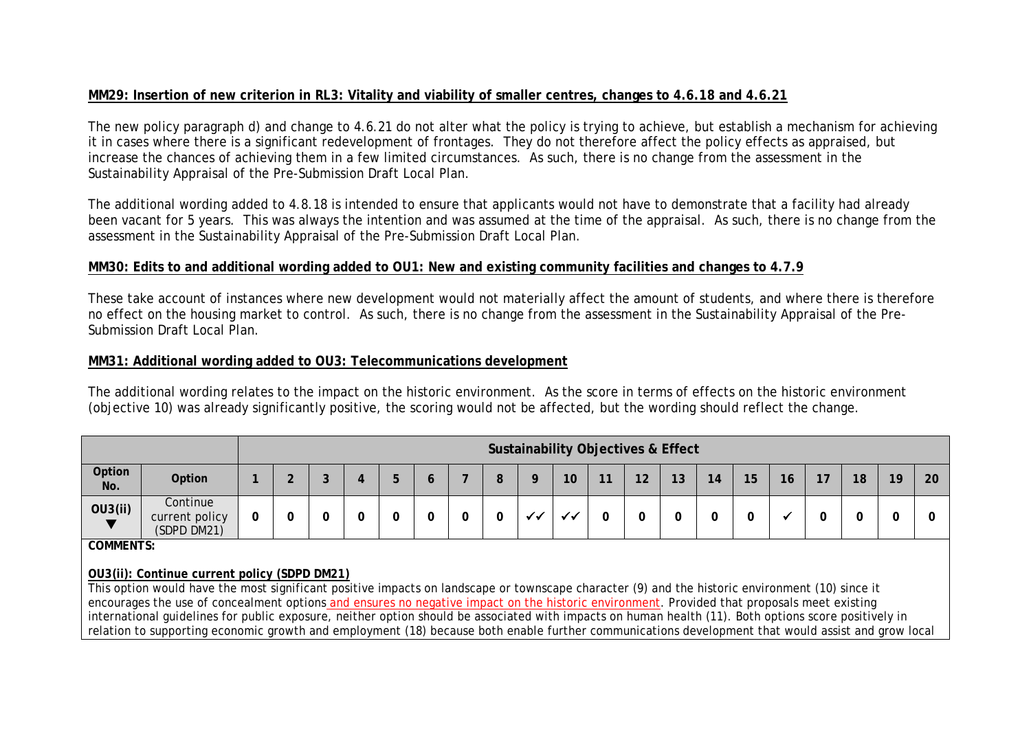**MM29: Insertion of new criterion in RL3: Vitality and viability of smaller centres, changes to 4.6.18 and 4.6.21**

The new policy paragraph d) and change to 4.6.21 do not alter what the policy is trying to achieve, but establish a mechanism for achieving it in cases where there is a significant redevelopment of frontages. They do not therefore affect the policy effects as appraised, but increase the chances of achieving them in a few limited circumstances. As such, there is no change from the assessment in the Sustainability Appraisal of the Pre-Submission Draft Local Plan.

The additional wording added to 4.8.18 is intended to ensure that applicants would not have to demonstrate that a facility had already been vacant for 5 years. This was always the intention and was assumed at the time of the appraisal. As such, there is no change from the assessment in the Sustainability Appraisal of the Pre-Submission Draft Local Plan.

**MM30: Edits to and additional wording added to OU1: New and existing community facilities and changes to 4.7.9**

These take account of instances where new development would not materially affect the amount of students, and where there is therefore no effect on the housing market to control. As such, there is no change from the assessment in the Sustainability Appraisal of the Pre-Submission Draft Local Plan.

**MM31: Additional wording added to OU3: Telecommunications development**

The additional wording relates to the impact on the historic environment. As the score in terms of effects on the historic environment (objective 10) was already significantly positive, the scoring would not be affected, but the wording should reflect the change.

| | | Sustainability Objectives & Effect | | | | | | | | | | | | | | | | | | | |
|---|---|---|---|---|---|---|---|---|---|---|---|---|---|---|---|---|---|---|---|---|---|
| **Option No.** | **Option** | **1** | **2** | **3** | **4** | **5** | **6** | **7** | **8** | **9** | **10** | **11** | **12** | **13** | **14** | **15** | **16** | **17** | **18** | **19** | **20** |
| **OU3(ii)** ▼ | Continue current policy (SDPD DM21) | 0 | 0 | 0 | 0 | 0 | 0 | 0 | 0 | ✓✓ | ✓✓ | 0 | 0 | 0 | 0 | 0 | ✓ | 0 | 0 | 0 | 0 |

**COMMENTS:**

**OU3(ii): Continue current policy (SDPD DM21)**

This option would have the most significant positive impacts on landscape or townscape character (9) and the historic environment (10) since it encourages the use of concealment options and ensures no negative impact on the historic environment. Provided that proposals meet existing international guidelines for public exposure, neither option should be associated with impacts on human health (11). Both options score positively in relation to supporting economic growth and employment (18) because both enable further communications development that would assist and grow local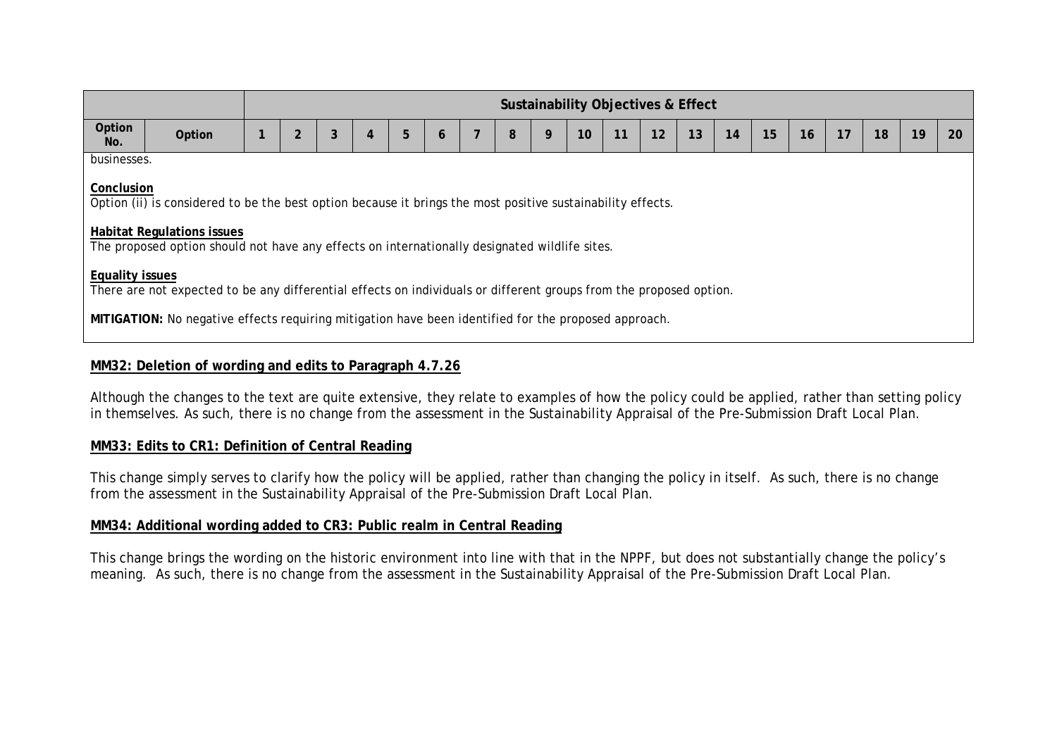| | | Sustainability Objectives & Effect | | | | | | | | | | | | | | | | | | | |
|---|---|---|---|---|---|---|---|---|---|---|---|---|---|---|---|---|---|---|---|---|---|
| Option No. | Option | 1 | 2 | 3 | 4 | 5 | 6 | 7 | 8 | 9 | 10 | 11 | 12 | 13 | 14 | 15 | 16 | 17 | 18 | 19 | 20 |

businesses.

**Conclusion**
Option (ii) is considered to be the best option because it brings the most positive sustainability effects.

**Habitat Regulations issues**
The proposed option should not have any effects on internationally designated wildlife sites.

**Equality issues**
There are not expected to be any differential effects on individuals or different groups from the proposed option.

**MITIGATION:** No negative effects requiring mitigation have been identified for the proposed approach.

## MM32: Deletion of wording and edits to Paragraph 4.7.26

Although the changes to the text are quite extensive, they relate to examples of how the policy could be applied, rather than setting policy in themselves. As such, there is no change from the assessment in the Sustainability Appraisal of the Pre-Submission Draft Local Plan.

## MM33: Edits to CR1: Definition of Central Reading

This change simply serves to clarify how the policy will be applied, rather than changing the policy in itself. As such, there is no change from the assessment in the Sustainability Appraisal of the Pre-Submission Draft Local Plan.

## MM34: Additional wording added to CR3: Public realm in Central Reading

This change brings the wording on the historic environment into line with that in the NPPF, but does not substantially change the policy's meaning. As such, there is no change from the assessment in the Sustainability Appraisal of the Pre-Submission Draft Local Plan.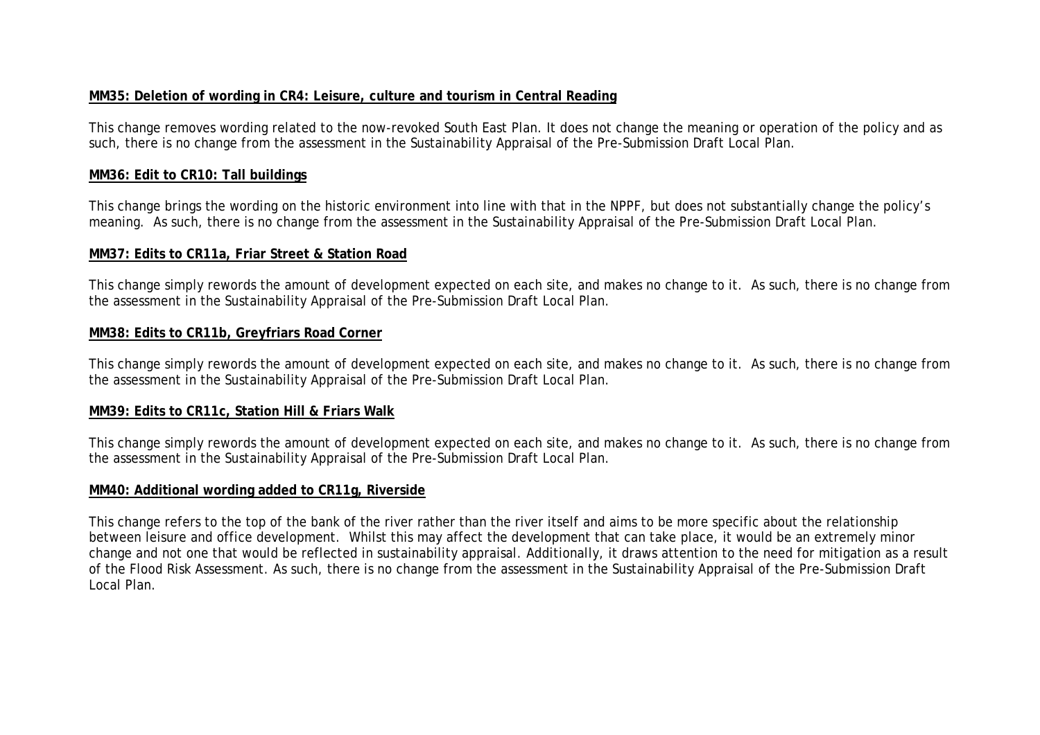**MM35: Deletion of wording in CR4: Leisure, culture and tourism in Central Reading**

This change removes wording related to the now-revoked South East Plan. It does not change the meaning or operation of the policy and as such, there is no change from the assessment in the Sustainability Appraisal of the Pre-Submission Draft Local Plan.

**MM36: Edit to CR10: Tall buildings**

This change brings the wording on the historic environment into line with that in the NPPF, but does not substantially change the policy's meaning. As such, there is no change from the assessment in the Sustainability Appraisal of the Pre-Submission Draft Local Plan.

**MM37: Edits to CR11a, Friar Street & Station Road**

This change simply rewords the amount of development expected on each site, and makes no change to it. As such, there is no change from the assessment in the Sustainability Appraisal of the Pre-Submission Draft Local Plan.

**MM38: Edits to CR11b, Greyfriars Road Corner**

This change simply rewords the amount of development expected on each site, and makes no change to it. As such, there is no change from the assessment in the Sustainability Appraisal of the Pre-Submission Draft Local Plan.

**MM39: Edits to CR11c, Station Hill & Friars Walk**

This change simply rewords the amount of development expected on each site, and makes no change to it. As such, there is no change from the assessment in the Sustainability Appraisal of the Pre-Submission Draft Local Plan.

**MM40: Additional wording added to CR11g, Riverside**

This change refers to the top of the bank of the river rather than the river itself and aims to be more specific about the relationship between leisure and office development. Whilst this may affect the development that can take place, it would be an extremely minor change and not one that would be reflected in sustainability appraisal. Additionally, it draws attention to the need for mitigation as a result of the Flood Risk Assessment. As such, there is no change from the assessment in the Sustainability Appraisal of the Pre-Submission Draft Local Plan.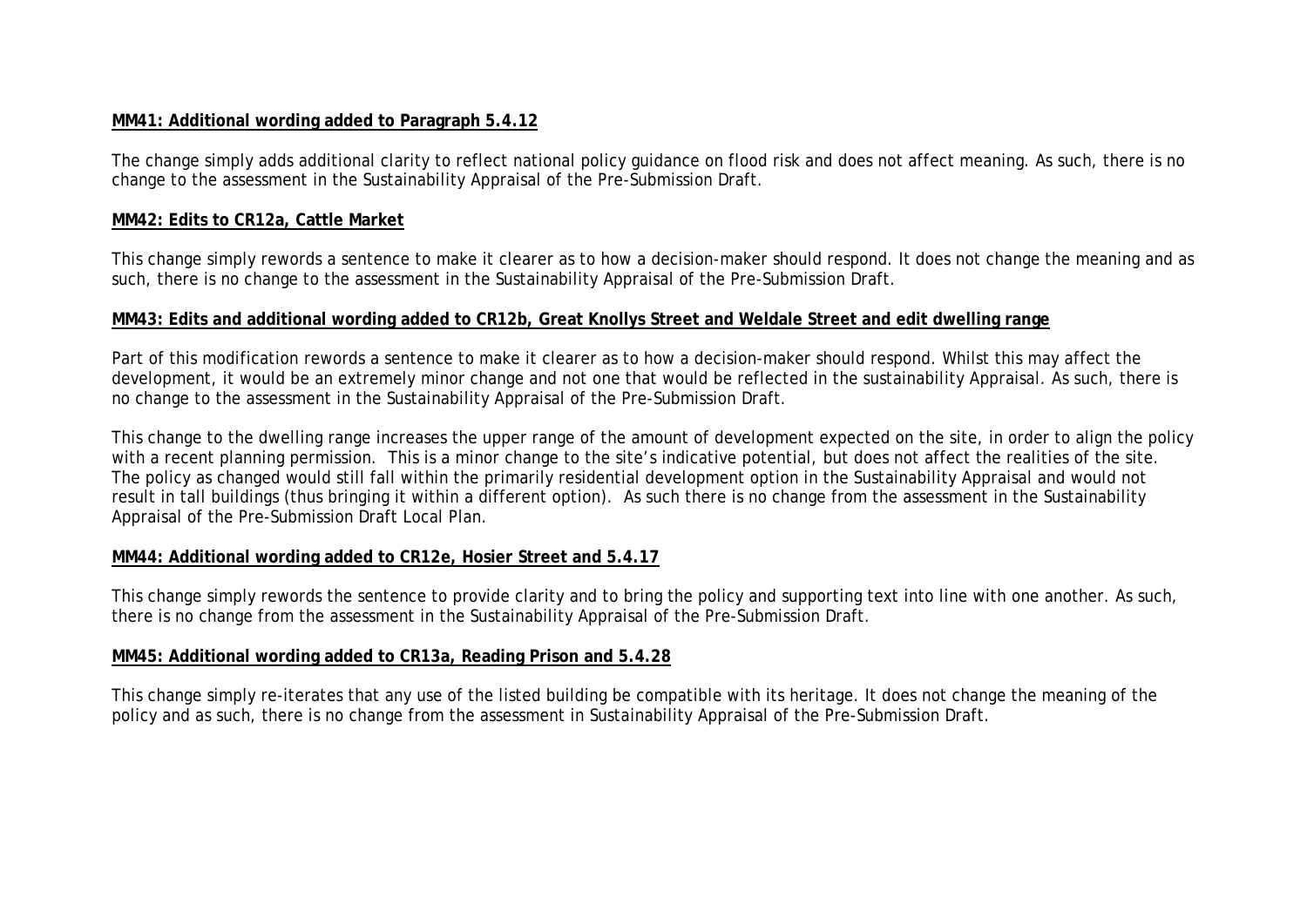**MM41: Additional wording added to Paragraph 5.4.12**

The change simply adds additional clarity to reflect national policy guidance on flood risk and does not affect meaning. As such, there is no change to the assessment in the Sustainability Appraisal of the Pre-Submission Draft.

**MM42: Edits to CR12a, Cattle Market**

This change simply rewords a sentence to make it clearer as to how a decision-maker should respond. It does not change the meaning and as such, there is no change to the assessment in the Sustainability Appraisal of the Pre-Submission Draft.

**MM43: Edits and additional wording added to CR12b, Great Knollys Street and Weldale Street and edit dwelling range**

Part of this modification rewords a sentence to make it clearer as to how a decision-maker should respond. Whilst this may affect the development, it would be an extremely minor change and not one that would be reflected in the sustainability Appraisal. As such, there is no change to the assessment in the Sustainability Appraisal of the Pre-Submission Draft.

This change to the dwelling range increases the upper range of the amount of development expected on the site, in order to align the policy with a recent planning permission. This is a minor change to the site's indicative potential, but does not affect the realities of the site. The policy as changed would still fall within the primarily residential development option in the Sustainability Appraisal and would not result in tall buildings (thus bringing it within a different option). As such there is no change from the assessment in the Sustainability Appraisal of the Pre-Submission Draft Local Plan.

**MM44: Additional wording added to CR12e, Hosier Street and 5.4.17**

This change simply rewords the sentence to provide clarity and to bring the policy and supporting text into line with one another. As such, there is no change from the assessment in the Sustainability Appraisal of the Pre-Submission Draft.

**MM45: Additional wording added to CR13a, Reading Prison and 5.4.28**

This change simply re-iterates that any use of the listed building be compatible with its heritage. It does not change the meaning of the policy and as such, there is no change from the assessment in Sustainability Appraisal of the Pre-Submission Draft.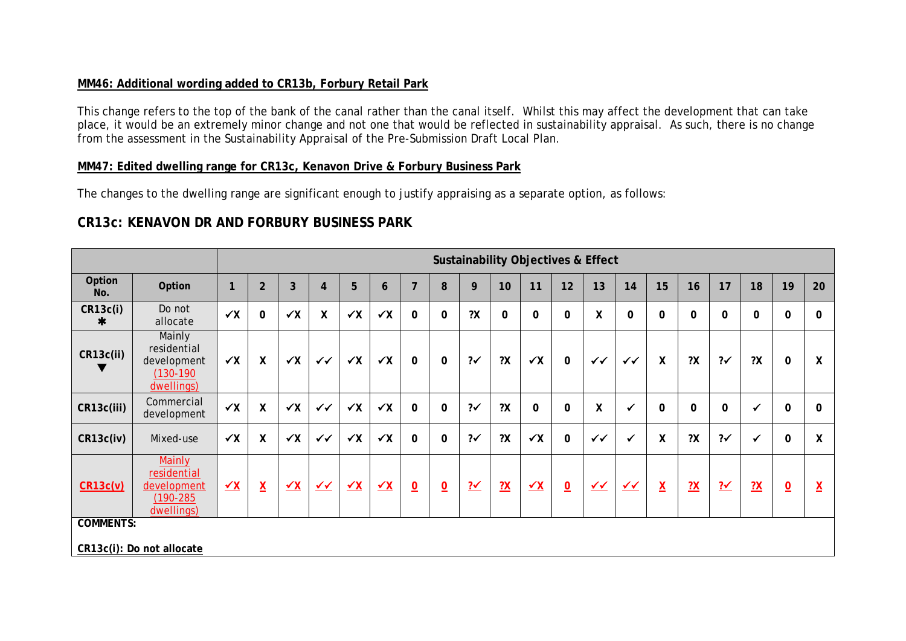**MM46: Additional wording added to CR13b, Forbury Retail Park**

This change refers to the top of the bank of the canal rather than the canal itself. Whilst this may affect the development that can take place, it would be an extremely minor change and not one that would be reflected in sustainability appraisal. As such, there is no change from the assessment in the Sustainability Appraisal of the Pre-Submission Draft Local Plan.

**MM47: Edited dwelling range for CR13c, Kenavon Drive & Forbury Business Park**

The changes to the dwelling range are significant enough to justify appraising as a separate option, as follows:

## CR13c: KENAVON DR AND FORBURY BUSINESS PARK

| | | Sustainability Objectives & Effect | | | | | | | | | | | | | | | | | | | |
|---|---|---|---|---|---|---|---|---|---|---|---|---|---|---|---|---|---|---|---|---|---|
| **Option No.** | **Option** | **1** | **2** | **3** | **4** | **5** | **6** | **7** | **8** | **9** | **10** | **11** | **12** | **13** | **14** | **15** | **16** | **17** | **18** | **19** | **20** |
| **CR13c(i)** ✱ | Do not allocate | ✓X | 0 | ✓X | X | ✓X | ✓X | 0 | 0 | ?X | 0 | 0 | 0 | X | 0 | 0 | 0 | 0 | 0 | 0 | 0 |
| **CR13c(ii)** ▼ | Mainly residential development (130-190 dwellings) | ✓X | X | ✓X | ✓✓ | ✓X | ✓X | 0 | 0 | ?✓ | ?X | ✓X | 0 | ✓✓ | ✓✓ | X | ?X | ?✓ | ?X | 0 | X |
| **CR13c(iii)** | Commercial development | ✓X | X | ✓X | ✓✓ | ✓X | ✓X | 0 | 0 | ?✓ | ?X | 0 | 0 | X | ✓ | 0 | 0 | 0 | ✓ | 0 | 0 |
| **CR13c(iv)** | Mixed-use | ✓X | X | ✓X | ✓✓ | ✓X | ✓X | 0 | 0 | ?✓ | ?X | ✓X | 0 | ✓✓ | ✓ | X | ?X | ?✓ | ✓ | 0 | X |
| **CR13c(v)** | Mainly residential development (190-285 dwellings) | ✓X | X | ✓X | ✓✓ | ✓X | ✓X | 0 | 0 | ?✓ | ?X | ✓X | 0 | ✓✓ | ✓✓ | X | ?X | ?✓ | ?X | 0 | X |

**COMMENTS:**

**CR13c(i): Do not allocate**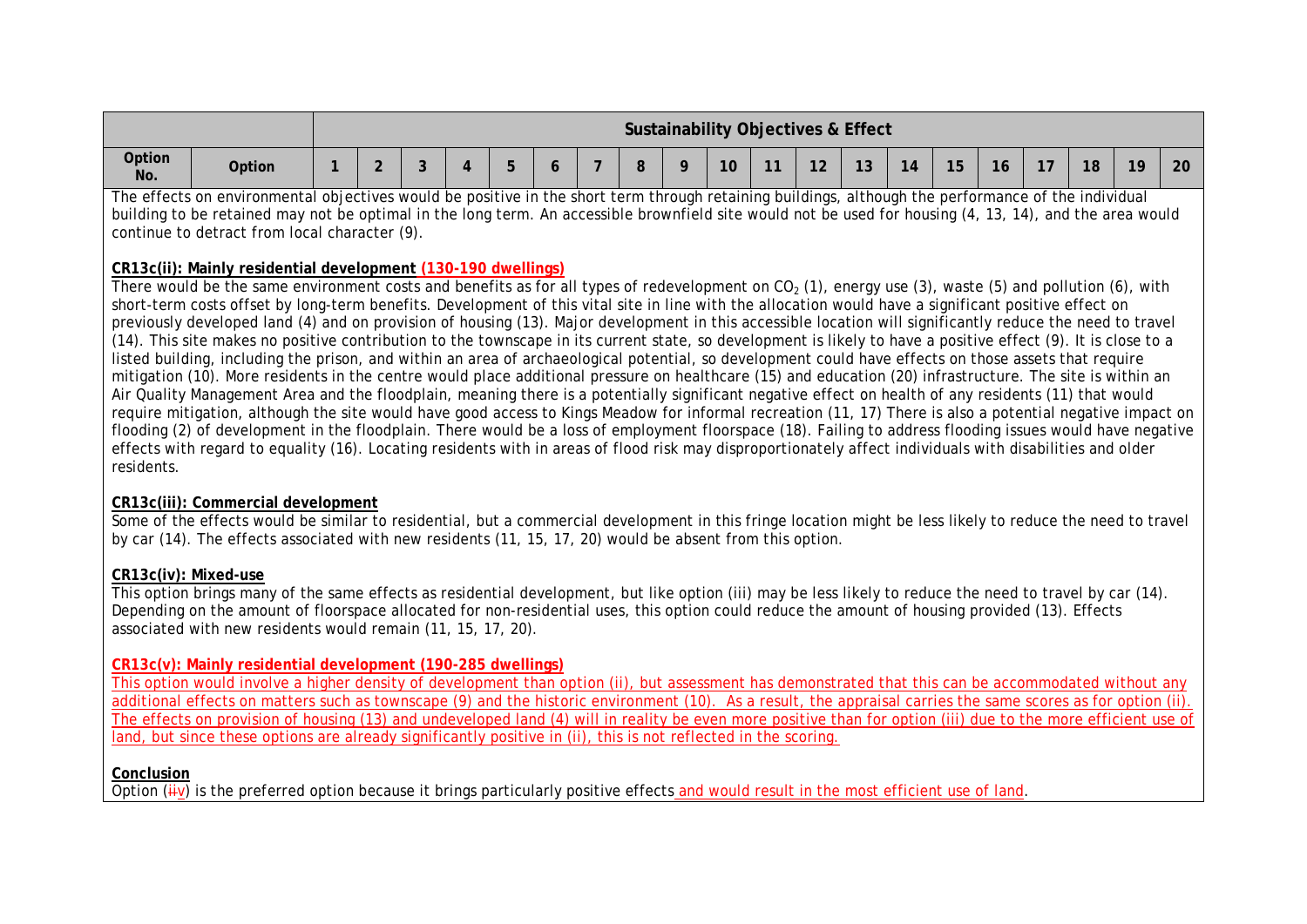| | | Sustainability Objectives & Effect | | | | | | | | | | | | | | | | | | | |
|---|---|---|---|---|---|---|---|---|---|---|---|---|---|---|---|---|---|---|---|---|---|
| Option No. | Option | 1 | 2 | 3 | 4 | 5 | 6 | 7 | 8 | 9 | 10 | 11 | 12 | 13 | 14 | 15 | 16 | 17 | 18 | 19 | 20 |

The effects on environmental objectives would be positive in the short term through retaining buildings, although the performance of the individual building to be retained may not be optimal in the long term. An accessible brownfield site would not be used for housing (4, 13, 14), and the area would continue to detract from local character (9).

**CR13c(ii): Mainly residential development (130-190 dwellings)**

There would be the same environment costs and benefits as for all types of redevelopment on $CO_2$ (1), energy use (3), waste (5) and pollution (6), with short-term costs offset by long-term benefits. Development of this vital site in line with the allocation would have a significant positive effect on previously developed land (4) and on provision of housing (13). Major development in this accessible location will significantly reduce the need to travel (14). This site makes no positive contribution to the townscape in its current state, so development is likely to have a positive effect (9). It is close to a listed building, including the prison, and within an area of archaeological potential, so development could have effects on those assets that require mitigation (10). More residents in the centre would place additional pressure on healthcare (15) and education (20) infrastructure. The site is within an Air Quality Management Area and the floodplain, meaning there is a potentially significant negative effect on health of any residents (11) that would require mitigation, although the site would have good access to Kings Meadow for informal recreation (11, 17) There is also a potential negative impact on flooding (2) of development in the floodplain. There would be a loss of employment floorspace (18). Failing to address flooding issues would have negative effects with regard to equality (16). Locating residents with in areas of flood risk may disproportionately affect individuals with disabilities and older residents.

**CR13c(iii): Commercial development**

Some of the effects would be similar to residential, but a commercial development in this fringe location might be less likely to reduce the need to travel by car (14). The effects associated with new residents (11, 15, 17, 20) would be absent from this option.

**CR13c(iv): Mixed-use**

This option brings many of the same effects as residential development, but like option (iii) may be less likely to reduce the need to travel by car (14). Depending on the amount of floorspace allocated for non-residential uses, this option could reduce the amount of housing provided (13). Effects associated with new residents would remain (11, 15, 17, 20).

**CR13c(v): Mainly residential development (190-285 dwellings)**

This option would involve a higher density of development than option (ii), but assessment has demonstrated that this can be accommodated without any additional effects on matters such as townscape (9) and the historic environment (10). As a result, the appraisal carries the same scores as for option (ii). The effects on provision of housing (13) and undeveloped land (4) will in reality be even more positive than for option (iii) due to the more efficient use of land, but since these options are already significantly positive in (ii), this is not reflected in the scoring.

**Conclusion**

Option (~~ii~~v) is the preferred option because it brings particularly positive effects and would result in the most efficient use of land.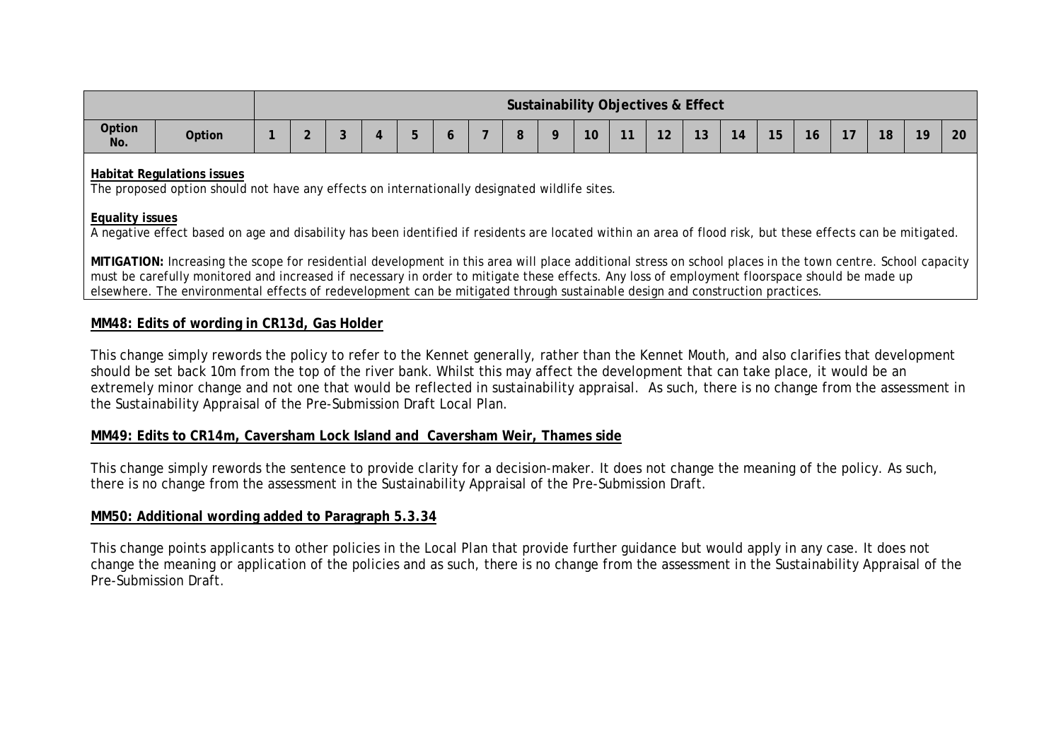| | | Sustainability Objectives & Effect | | | | | | | | | | | | | | | | | | | |
|---|---|---|---|---|---|---|---|---|---|---|---|---|---|---|---|---|---|---|---|---|---|
| Option No. | Option | 1 | 2 | 3 | 4 | 5 | 6 | 7 | 8 | 9 | 10 | 11 | 12 | 13 | 14 | 15 | 16 | 17 | 18 | 19 | 20 |

**Habitat Regulations issues**
The proposed option should not have any effects on internationally designated wildlife sites.

**Equality issues**
A negative effect based on age and disability has been identified if residents are located within an area of flood risk, but these effects can be mitigated.

**MITIGATION:** Increasing the scope for residential development in this area will place additional stress on school places in the town centre. School capacity must be carefully monitored and increased if necessary in order to mitigate these effects. Any loss of employment floorspace should be made up elsewhere. The environmental effects of redevelopment can be mitigated through sustainable design and construction practices.

**MM48: Edits of wording in CR13d, Gas Holder**

This change simply rewords the policy to refer to the Kennet generally, rather than the Kennet Mouth, and also clarifies that development should be set back 10m from the top of the river bank. Whilst this may affect the development that can take place, it would be an extremely minor change and not one that would be reflected in sustainability appraisal. As such, there is no change from the assessment in the Sustainability Appraisal of the Pre-Submission Draft Local Plan.

**MM49: Edits to CR14m, Caversham Lock Island and Caversham Weir, Thames side**

This change simply rewords the sentence to provide clarity for a decision-maker. It does not change the meaning of the policy. As such, there is no change from the assessment in the Sustainability Appraisal of the Pre-Submission Draft.

**MM50: Additional wording added to Paragraph 5.3.34**

This change points applicants to other policies in the Local Plan that provide further guidance but would apply in any case. It does not change the meaning or application of the policies and as such, there is no change from the assessment in the Sustainability Appraisal of the Pre-Submission Draft.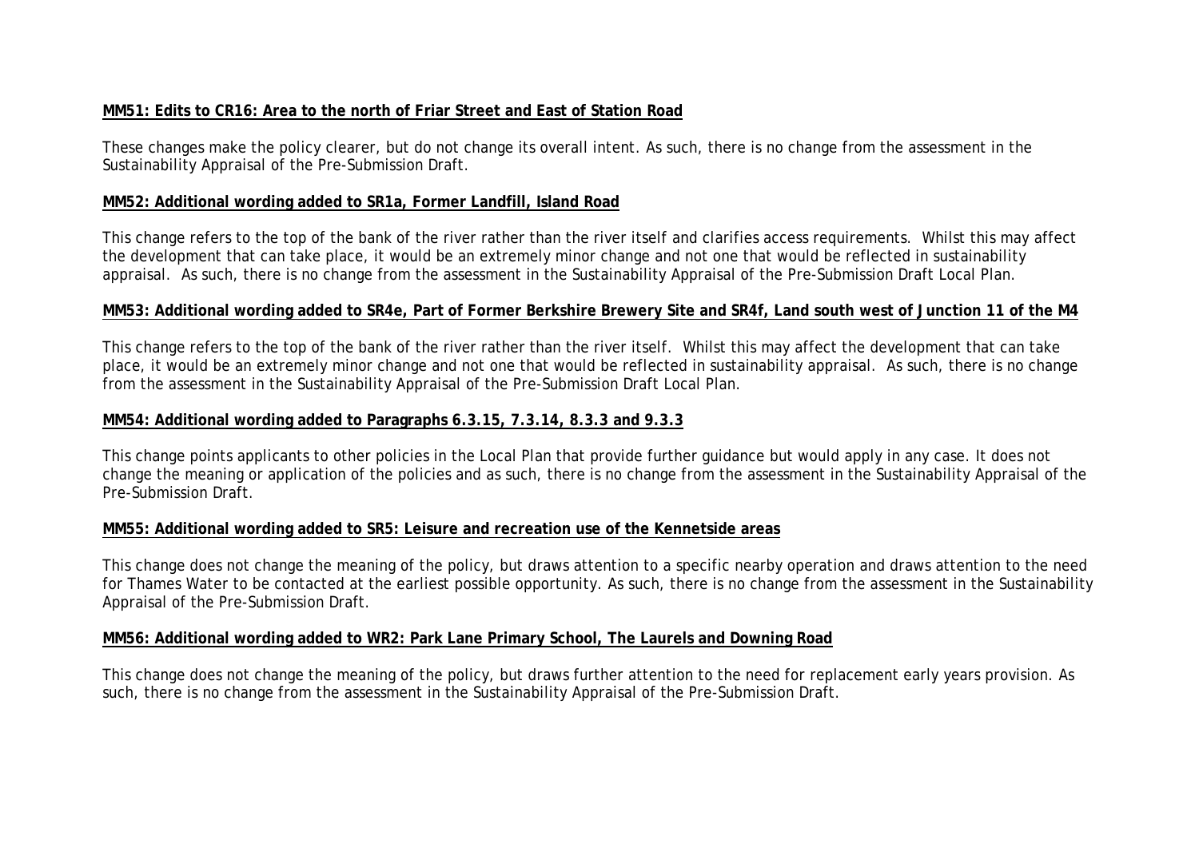**MM51: Edits to CR16: Area to the north of Friar Street and East of Station Road**

These changes make the policy clearer, but do not change its overall intent. As such, there is no change from the assessment in the Sustainability Appraisal of the Pre-Submission Draft.

**MM52: Additional wording added to SR1a, Former Landfill, Island Road**

This change refers to the top of the bank of the river rather than the river itself and clarifies access requirements. Whilst this may affect the development that can take place, it would be an extremely minor change and not one that would be reflected in sustainability appraisal. As such, there is no change from the assessment in the Sustainability Appraisal of the Pre-Submission Draft Local Plan.

**MM53: Additional wording added to SR4e, Part of Former Berkshire Brewery Site and SR4f, Land south west of Junction 11 of the M4**

This change refers to the top of the bank of the river rather than the river itself. Whilst this may affect the development that can take place, it would be an extremely minor change and not one that would be reflected in sustainability appraisal. As such, there is no change from the assessment in the Sustainability Appraisal of the Pre-Submission Draft Local Plan.

**MM54: Additional wording added to Paragraphs 6.3.15, 7.3.14, 8.3.3 and 9.3.3**

This change points applicants to other policies in the Local Plan that provide further guidance but would apply in any case. It does not change the meaning or application of the policies and as such, there is no change from the assessment in the Sustainability Appraisal of the Pre-Submission Draft.

**MM55: Additional wording added to SR5: Leisure and recreation use of the Kennetside areas**

This change does not change the meaning of the policy, but draws attention to a specific nearby operation and draws attention to the need for Thames Water to be contacted at the earliest possible opportunity. As such, there is no change from the assessment in the Sustainability Appraisal of the Pre-Submission Draft.

**MM56: Additional wording added to WR2: Park Lane Primary School, The Laurels and Downing Road**

This change does not change the meaning of the policy, but draws further attention to the need for replacement early years provision. As such, there is no change from the assessment in the Sustainability Appraisal of the Pre-Submission Draft.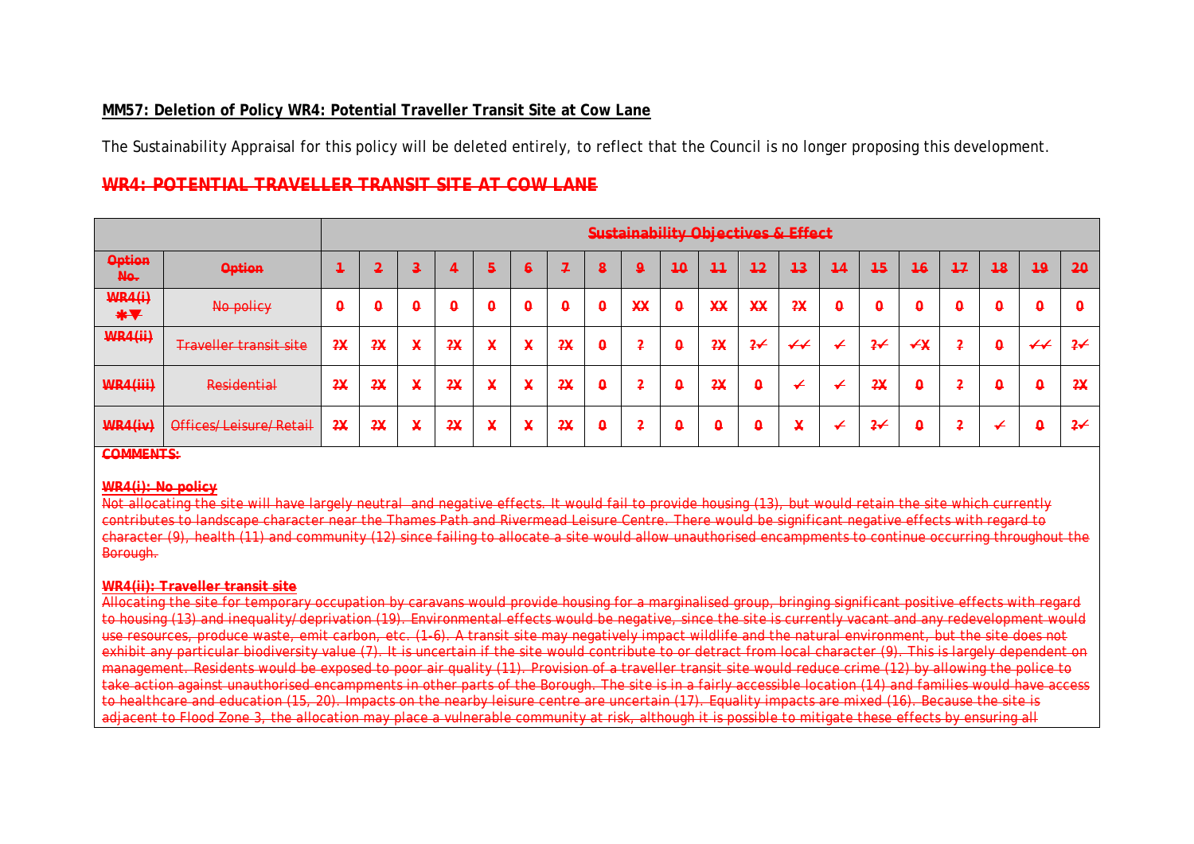**MM57: Deletion of Policy WR4: Potential Traveller Transit Site at Cow Lane**

The Sustainability Appraisal for this policy will be deleted entirely, to reflect that the Council is no longer proposing this development.

## ~~WR4: POTENTIAL TRAVELLER TRANSIT SITE AT COW LANE~~

| | | Sustainability Objectives & Effect | | | | | | | | | | | | | | | | | | | |
|---|---|---|---|---|---|---|---|---|---|---|---|---|---|---|---|---|---|---|---|---|---|
| ~~Option No.~~ | ~~Option~~ | ~~1~~ | ~~2~~ | ~~3~~ | ~~4~~ | ~~5~~ | ~~6~~ | ~~7~~ | ~~8~~ | ~~9~~ | ~~10~~ | ~~11~~ | ~~12~~ | ~~13~~ | ~~14~~ | ~~15~~ | ~~16~~ | ~~17~~ | ~~18~~ | ~~19~~ | ~~20~~ |
| ~~WR4(i) *▼~~ | ~~No policy~~ | ~~0~~ | ~~0~~ | ~~0~~ | ~~0~~ | ~~0~~ | ~~0~~ | ~~0~~ | ~~0~~ | ~~XX~~ | ~~0~~ | ~~XX~~ | ~~XX~~ | ~~?X~~ | ~~0~~ | ~~0~~ | ~~0~~ | ~~0~~ | ~~0~~ | ~~0~~ | ~~0~~ |
| ~~WR4(ii)~~ | ~~Traveller transit site~~ | ~~?X~~ | ~~?X~~ | ~~X~~ | ~~?X~~ | ~~X~~ | ~~X~~ | ~~?X~~ | ~~0~~ | ~~?~~ | ~~0~~ | ~~?X~~ | ~~?✓~~ | ~~✓✓~~ | ~~✓~~ | ~~?✓~~ | ~~✓X~~ | ~~?~~ | ~~0~~ | ~~✓✓~~ | ~~?✓~~ |
| ~~WR4(iii)~~ | ~~Residential~~ | ~~?X~~ | ~~?X~~ | ~~X~~ | ~~?X~~ | ~~X~~ | ~~X~~ | ~~?X~~ | ~~0~~ | ~~?~~ | ~~0~~ | ~~?X~~ | ~~0~~ | ~~✓~~ | ~~✓~~ | ~~?X~~ | ~~0~~ | ~~?~~ | ~~0~~ | ~~0~~ | ~~?X~~ |
| ~~WR4(iv)~~ | ~~Offices/Leisure/Retail~~ | ~~?X~~ | ~~?X~~ | ~~X~~ | ~~?X~~ | ~~X~~ | ~~X~~ | ~~?X~~ | ~~0~~ | ~~?~~ | ~~0~~ | ~~0~~ | ~~0~~ | ~~X~~ | ~~✓~~ | ~~?✓~~ | ~~0~~ | ~~?~~ | ~~✓~~ | ~~0~~ | ~~?✓~~ |

~~**COMMENTS:**~~

~~**WR4(i): No policy**~~
~~Not allocating the site will have largely neutral and negative effects. It would fail to provide housing (13), but would retain the site which currently contributes to landscape character near the Thames Path and Rivermead Leisure Centre. There would be significant negative effects with regard to character (9), health (11) and community (12) since failing to allocate a site would allow unauthorised encampments to continue occurring throughout the Borough.~~

~~**WR4(ii): Traveller transit site**~~
~~Allocating the site for temporary occupation by caravans would provide housing for a marginalised group, bringing significant positive effects with regard to housing (13) and inequality/deprivation (19). Environmental effects would be negative, since the site is currently vacant and any redevelopment would use resources, produce waste, emit carbon, etc. (1-6). A transit site may negatively impact wildlife and the natural environment, but the site does not exhibit any particular biodiversity value (7). It is uncertain if the site would contribute to or detract from local character (9). This is largely dependent on management. Residents would be exposed to poor air quality (11). Provision of a traveller transit site would reduce crime (12) by allowing the police to take action against unauthorised encampments in other parts of the Borough. The site is in a fairly accessible location (14) and families would have access to healthcare and education (15, 20). Impacts on the nearby leisure centre are uncertain (17). Equality impacts are mixed (16). Because the site is adjacent to Flood Zone 3, the allocation may place a vulnerable community at risk, although it is possible to mitigate these effects by ensuring all~~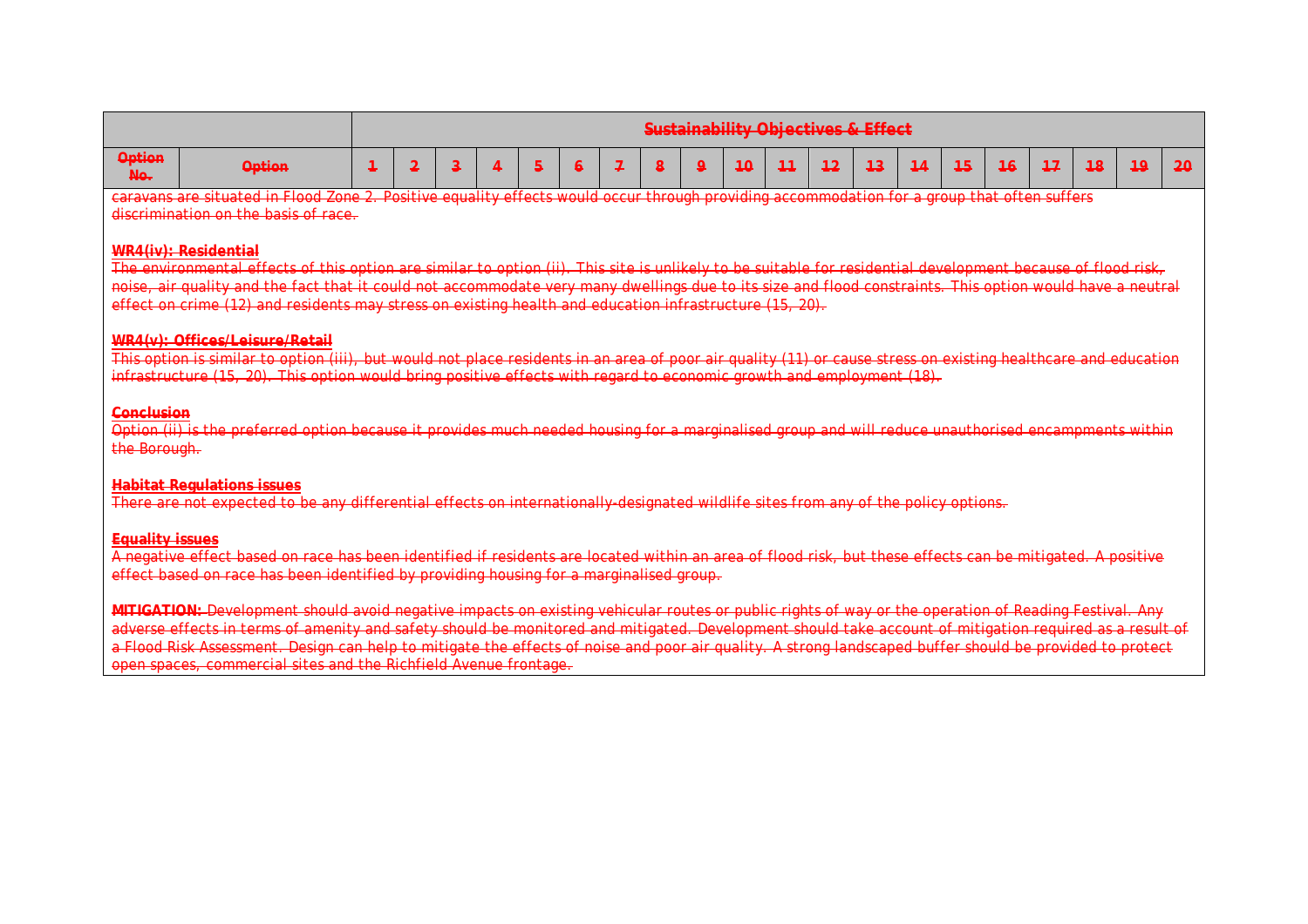| | | Sustainability Objectives & Effect | | | | | | | | | | | | | | | | | | | |
|---|---|---|---|---|---|---|---|---|---|---|---|---|---|---|---|---|---|---|---|---|---|
| Option No. | Option | 1 | 2 | 3 | 4 | 5 | 6 | 7 | 8 | 9 | 10 | 11 | 12 | 13 | 14 | 15 | 16 | 17 | 18 | 19 | 20 |

caravans are situated in Flood Zone 2. Positive equality effects would occur through providing accommodation for a group that often suffers discrimination on the basis of race.

**WR4(iv): Residential**

The environmental effects of this option are similar to option (ii). This site is unlikely to be suitable for residential development because of flood risk, noise, air quality and the fact that it could not accommodate very many dwellings due to its size and flood constraints. This option would have a neutral effect on crime (12) and residents may stress on existing health and education infrastructure (15, 20).

**WR4(v): Offices/Leisure/Retail**

This option is similar to option (iii), but would not place residents in an area of poor air quality (11) or cause stress on existing healthcare and education infrastructure (15, 20). This option would bring positive effects with regard to economic growth and employment (18).

**Conclusion**

Option (ii) is the preferred option because it provides much needed housing for a marginalised group and will reduce unauthorised encampments within the Borough.

**Habitat Regulations issues**

There are not expected to be any differential effects on internationally-designated wildlife sites from any of the policy options.

**Equality issues**

A negative effect based on race has been identified if residents are located within an area of flood risk, but these effects can be mitigated. A positive effect based on race has been identified by providing housing for a marginalised group.

**MITIGATION:** Development should avoid negative impacts on existing vehicular routes or public rights of way or the operation of Reading Festival. Any adverse effects in terms of amenity and safety should be monitored and mitigated. Development should take account of mitigation required as a result of a Flood Risk Assessment. Design can help to mitigate the effects of noise and poor air quality. A strong landscaped buffer should be provided to protect open spaces, commercial sites and the Richfield Avenue frontage.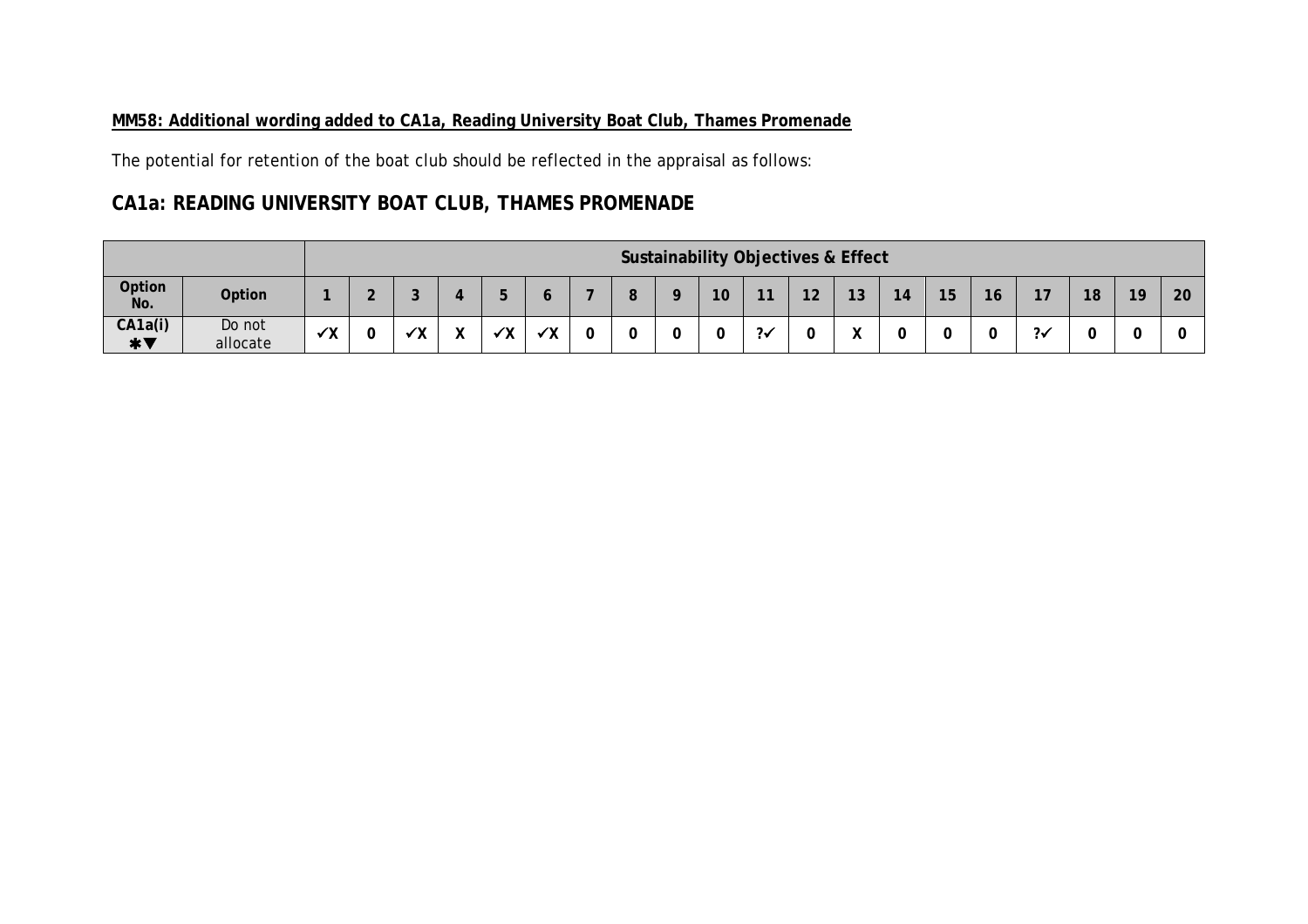**MM58: Additional wording added to CA1a, Reading University Boat Club, Thames Promenade**

*The potential for retention of the boat club should be reflected in the appraisal as follows:*

## CA1a: READING UNIVERSITY BOAT CLUB, THAMES PROMENADE

| | | Sustainability Objectives & Effect | | | | | | | | | | | | | | | | | | | |
|---|---|---|---|---|---|---|---|---|---|---|---|---|---|---|---|---|---|---|---|---|---|
| **Option No.** | **Option** | **1** | **2** | **3** | **4** | **5** | **6** | **7** | **8** | **9** | **10** | **11** | **12** | **13** | **14** | **15** | **16** | **17** | **18** | **19** | **20** |
| **CA1a(i) ✱▼** | Do not allocate | ✓X | 0 | ✓X | X | ✓X | ✓X | 0 | 0 | 0 | 0 | ?✓ | 0 | X | 0 | 0 | 0 | ?✓ | 0 | 0 | 0 |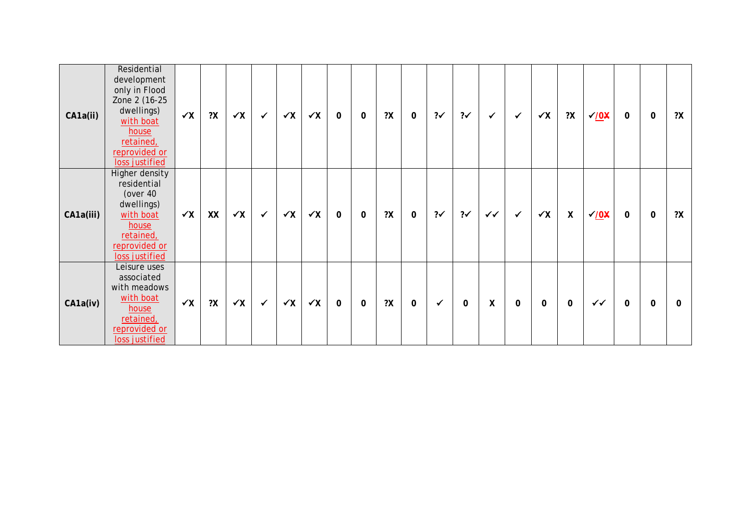| | | | | | | | | | | | | | | | | | | | | | |
|---|---|---|---|---|---|---|---|---|---|---|---|---|---|---|---|---|---|---|---|---|---|
| **CA1a(ii)** | Residential development only in Flood Zone 2 (16-25 dwellings) with boat house retained, reprovided or loss justified | **✓X** | **?X** | **✓X** | **✓** | **✓X** | **✓X** | **0** | **0** | **?X** | **0** | **?✓** | **?✓** | **✓** | **✓** | **✓X** | **?X** | **✓/0X** | **0** | **0** | **?X** |
| **CA1a(iii)** | Higher density residential (over 40 dwellings) with boat house retained, reprovided or loss justified | **✓X** | **XX** | **✓X** | **✓** | **✓X** | **✓X** | **0** | **0** | **?X** | **0** | **?✓** | **?✓** | **✓✓** | **✓** | **✓X** | **X** | **✓/0X** | **0** | **0** | **?X** |
| **CA1a(iv)** | Leisure uses associated with meadows with boat house retained, reprovided or loss justified | **✓X** | **?X** | **✓X** | **✓** | **✓X** | **✓X** | **0** | **0** | **?X** | **0** | **✓** | **0** | **X** | **0** | **0** | **0** | **✓✓** | **0** | **0** | **0** |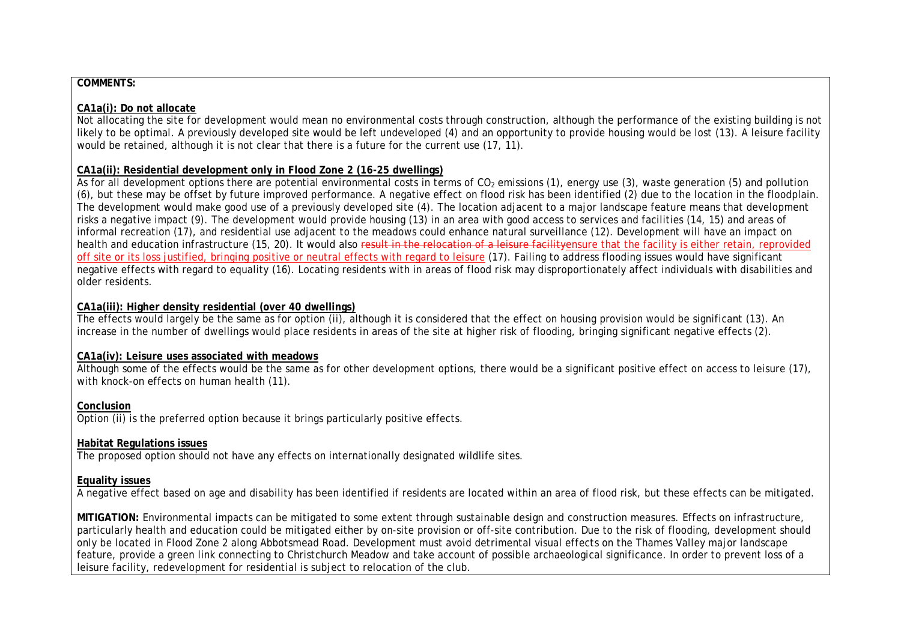**COMMENTS:**

**CA1a(i): Do not allocate**

Not allocating the site for development would mean no environmental costs through construction, although the performance of the existing building is not likely to be optimal. A previously developed site would be left undeveloped (4) and an opportunity to provide housing would be lost (13). A leisure facility would be retained, although it is not clear that there is a future for the current use (17, 11).

**CA1a(ii): Residential development only in Flood Zone 2 (16-25 dwellings)**

As for all development options there are potential environmental costs in terms of $CO_2$ emissions (1), energy use (3), waste generation (5) and pollution (6), but these may be offset by future improved performance. A negative effect on flood risk has been identified (2) due to the location in the floodplain. The development would make good use of a previously developed site (4). The location adjacent to a major landscape feature means that development risks a negative impact (9). The development would provide housing (13) in an area with good access to services and facilities (14, 15) and areas of informal recreation (17), and residential use adjacent to the meadows could enhance natural surveillance (12). Development will have an impact on health and education infrastructure (15, 20). It would also ~~result in the relocation of a leisure facility~~ensure that the facility is either retain, reprovided off site or its loss justified, bringing positive or neutral effects with regard to leisure (17). Failing to address flooding issues would have significant negative effects with regard to equality (16). Locating residents with in areas of flood risk may disproportionately affect individuals with disabilities and older residents.

**CA1a(iii): Higher density residential (over 40 dwellings)**

The effects would largely be the same as for option (ii), although it is considered that the effect on housing provision would be significant (13). An increase in the number of dwellings would place residents in areas of the site at higher risk of flooding, bringing significant negative effects (2).

**CA1a(iv): Leisure uses associated with meadows**

Although some of the effects would be the same as for other development options, there would be a significant positive effect on access to leisure (17), with knock-on effects on human health (11).

**Conclusion**

Option (ii) is the preferred option because it brings particularly positive effects.

**Habitat Regulations issues**

The proposed option should not have any effects on internationally designated wildlife sites.

**Equality issues**

A negative effect based on age and disability has been identified if residents are located within an area of flood risk, but these effects can be mitigated.

**MITIGATION:** Environmental impacts can be mitigated to some extent through sustainable design and construction measures. Effects on infrastructure, particularly health and education could be mitigated either by on-site provision or off-site contribution. Due to the risk of flooding, development should only be located in Flood Zone 2 along Abbotsmead Road. Development must avoid detrimental visual effects on the Thames Valley major landscape feature, provide a green link connecting to Christchurch Meadow and take account of possible archaeological significance. In order to prevent loss of a leisure facility, redevelopment for residential is subject to relocation of the club.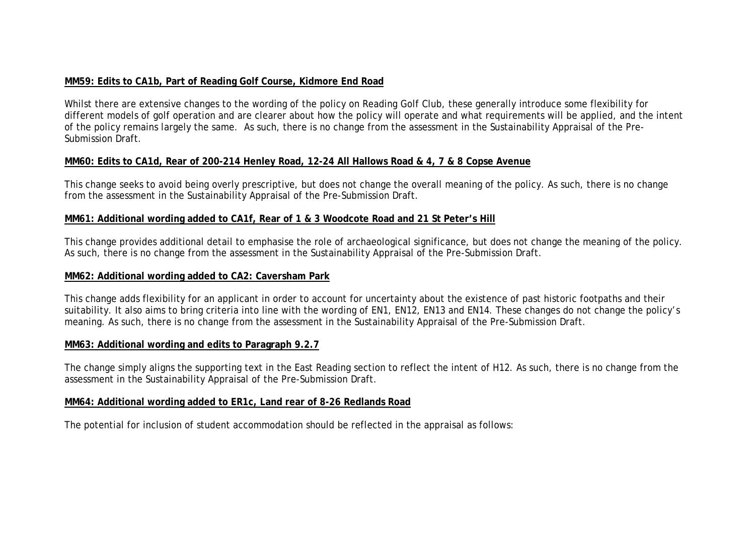**MM59: Edits to CA1b, Part of Reading Golf Course, Kidmore End Road**

Whilst there are extensive changes to the wording of the policy on Reading Golf Club, these generally introduce some flexibility for different models of golf operation and are clearer about how the policy will operate and what requirements will be applied, and the intent of the policy remains largely the same. As such, there is no change from the assessment in the Sustainability Appraisal of the Pre-Submission Draft.

**MM60: Edits to CA1d, Rear of 200-214 Henley Road, 12-24 All Hallows Road & 4, 7 & 8 Copse Avenue**

This change seeks to avoid being overly prescriptive, but does not change the overall meaning of the policy. As such, there is no change from the assessment in the Sustainability Appraisal of the Pre-Submission Draft.

**MM61: Additional wording added to CA1f, Rear of 1 & 3 Woodcote Road and 21 St Peter's Hill**

This change provides additional detail to emphasise the role of archaeological significance, but does not change the meaning of the policy. As such, there is no change from the assessment in the Sustainability Appraisal of the Pre-Submission Draft.

**MM62: Additional wording added to CA2: Caversham Park**

This change adds flexibility for an applicant in order to account for uncertainty about the existence of past historic footpaths and their suitability. It also aims to bring criteria into line with the wording of EN1, EN12, EN13 and EN14. These changes do not change the policy's meaning. As such, there is no change from the assessment in the Sustainability Appraisal of the Pre-Submission Draft.

**MM63: Additional wording and edits to Paragraph 9.2.7**

The change simply aligns the supporting text in the East Reading section to reflect the intent of H12. As such, there is no change from the assessment in the Sustainability Appraisal of the Pre-Submission Draft.

**MM64: Additional wording added to ER1c, Land rear of 8-26 Redlands Road**

The potential for inclusion of student accommodation should be reflected in the appraisal as follows: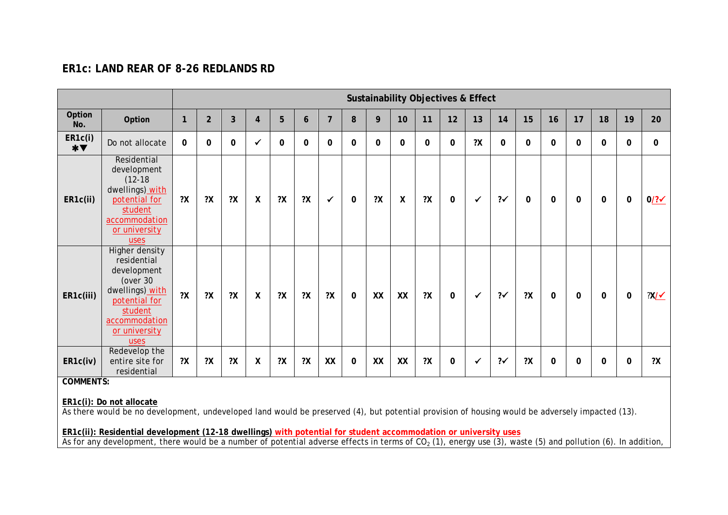## ER1c: LAND REAR OF 8-26 REDLANDS RD

| | | Sustainability Objectives & Effect | | | | | | | | | | | | | | | | | | | |
|---|---|---|---|---|---|---|---|---|---|---|---|---|---|---|---|---|---|---|---|---|---|
| Option No. | Option | 1 | 2 | 3 | 4 | 5 | 6 | 7 | 8 | 9 | 10 | 11 | 12 | 13 | 14 | 15 | 16 | 17 | 18 | 19 | 20 |
| ER1c(i) ✱▼ | Do not allocate | 0 | 0 | 0 | ✓ | 0 | 0 | 0 | 0 | 0 | 0 | 0 | 0 | ?X | 0 | 0 | 0 | 0 | 0 | 0 | 0 |
| ER1c(ii) | Residential development (12-18 dwellings) with potential for student accommodation or university uses | ?X | ?X | ?X | X | ?X | ?X | ✓ | 0 | ?X | X | ?X | 0 | ✓ | ?✓ | 0 | 0 | 0 | 0 | 0 | 0/?✓ |
| ER1c(iii) | Higher density residential development (over 30 dwellings) with potential for student accommodation or university uses | ?X | ?X | ?X | X | ?X | ?X | ?X | 0 | XX | XX | ?X | 0 | ✓ | ?✓ | ?X | 0 | 0 | 0 | 0 | ?X/✓ |
| ER1c(iv) | Redevelop the entire site for residential | ?X | ?X | ?X | X | ?X | ?X | XX | 0 | XX | XX | ?X | 0 | ✓ | ?✓ | ?X | 0 | 0 | 0 | 0 | ?X |

**COMMENTS:**

**ER1c(i): Do not allocate**
As there would be no development, undeveloped land would be preserved (4), but potential provision of housing would be adversely impacted (13).

**ER1c(ii): Residential development (12-18 dwellings) with potential for student accommodation or university uses**
As for any development, there would be a number of potential adverse effects in terms of $CO_2$ (1), energy use (3), waste (5) and pollution (6). In addition,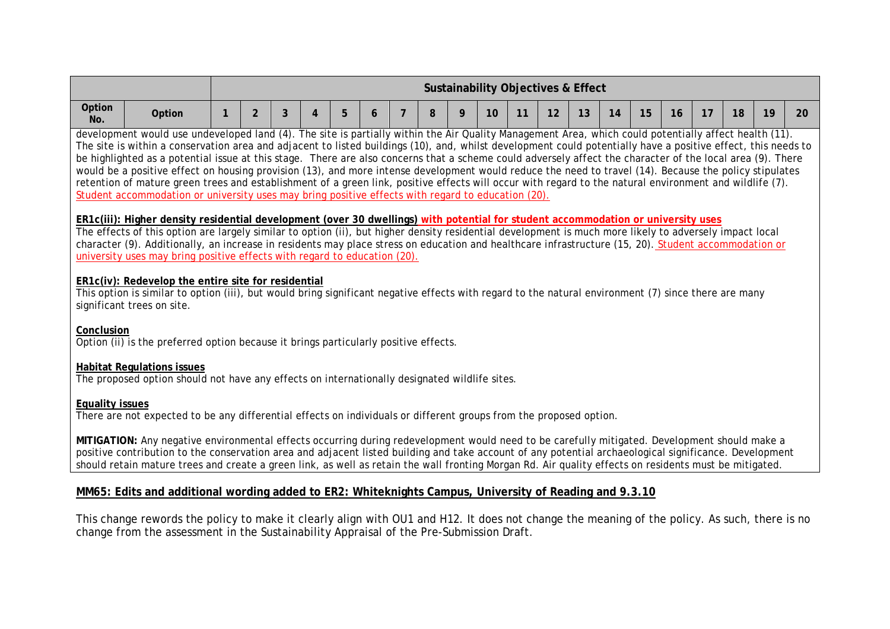| | | Sustainability Objectives & Effect | | | | | | | | | | | | | | | | | | | |
|---|---|---|---|---|---|---|---|---|---|---|---|---|---|---|---|---|---|---|---|---|---|
| Option No. | Option | 1 | 2 | 3 | 4 | 5 | 6 | 7 | 8 | 9 | 10 | 11 | 12 | 13 | 14 | 15 | 16 | 17 | 18 | 19 | 20 |

development would use undeveloped land (4). The site is partially within the Air Quality Management Area, which could potentially affect health (11). The site is within a conservation area and adjacent to listed buildings (10), and, whilst development could potentially have a positive effect, this needs to be highlighted as a potential issue at this stage. There are also concerns that a scheme could adversely affect the character of the local area (9). There would be a positive effect on housing provision (13), and more intense development would reduce the need to travel (14). Because the policy stipulates retention of mature green trees and establishment of a green link, positive effects will occur with regard to the natural environment and wildlife (7). Student accommodation or university uses may bring positive effects with regard to education (20).

**ER1c(iii): Higher density residential development (over 30 dwellings) with potential for student accommodation or university uses**

The effects of this option are largely similar to option (ii), but higher density residential development is much more likely to adversely impact local character (9). Additionally, an increase in residents may place stress on education and healthcare infrastructure (15, 20). Student accommodation or university uses may bring positive effects with regard to education (20).

**ER1c(iv): Redevelop the entire site for residential**

This option is similar to option (iii), but would bring significant negative effects with regard to the natural environment (7) since there are many significant trees on site.

**Conclusion**

Option (ii) is the preferred option because it brings particularly positive effects.

**Habitat Regulations issues**

The proposed option should not have any effects on internationally designated wildlife sites.

**Equality issues**

There are not expected to be any differential effects on individuals or different groups from the proposed option.

**MITIGATION:** Any negative environmental effects occurring during redevelopment would need to be carefully mitigated. Development should make a positive contribution to the conservation area and adjacent listed building and take account of any potential archaeological significance. Development should retain mature trees and create a green link, as well as retain the wall fronting Morgan Rd. Air quality effects on residents must be mitigated.

## MM65: Edits and additional wording added to ER2: Whiteknights Campus, University of Reading and 9.3.10

This change rewords the policy to make it clearly align with OU1 and H12. It does not change the meaning of the policy. As such, there is no change from the assessment in the Sustainability Appraisal of the Pre-Submission Draft.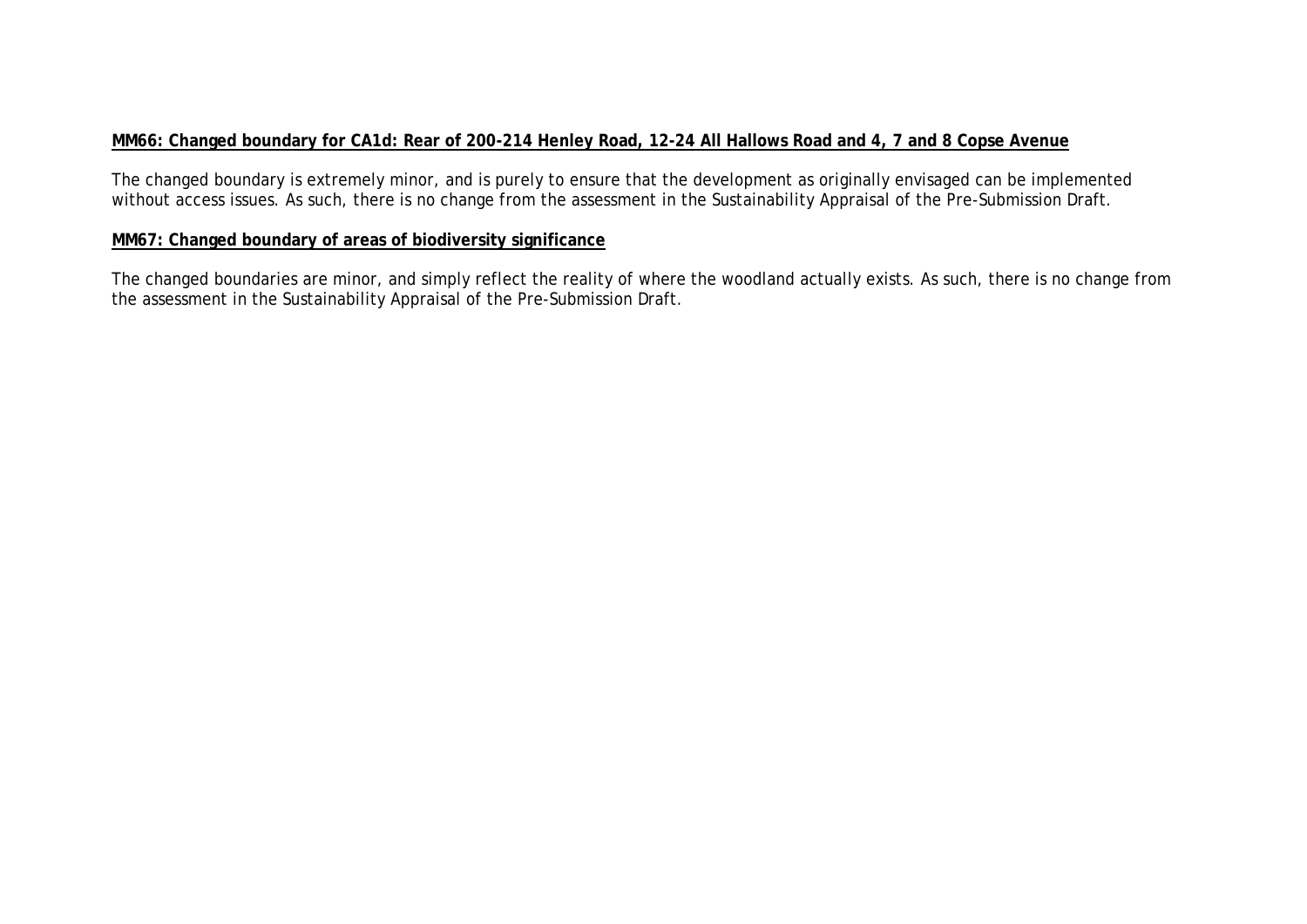**MM66: Changed boundary for CA1d: Rear of 200-214 Henley Road, 12-24 All Hallows Road and 4, 7 and 8 Copse Avenue**

The changed boundary is extremely minor, and is purely to ensure that the development as originally envisaged can be implemented without access issues. As such, there is no change from the assessment in the Sustainability Appraisal of the Pre-Submission Draft.

**MM67: Changed boundary of areas of biodiversity significance**

The changed boundaries are minor, and simply reflect the reality of where the woodland actually exists. As such, there is no change from the assessment in the Sustainability Appraisal of the Pre-Submission Draft.